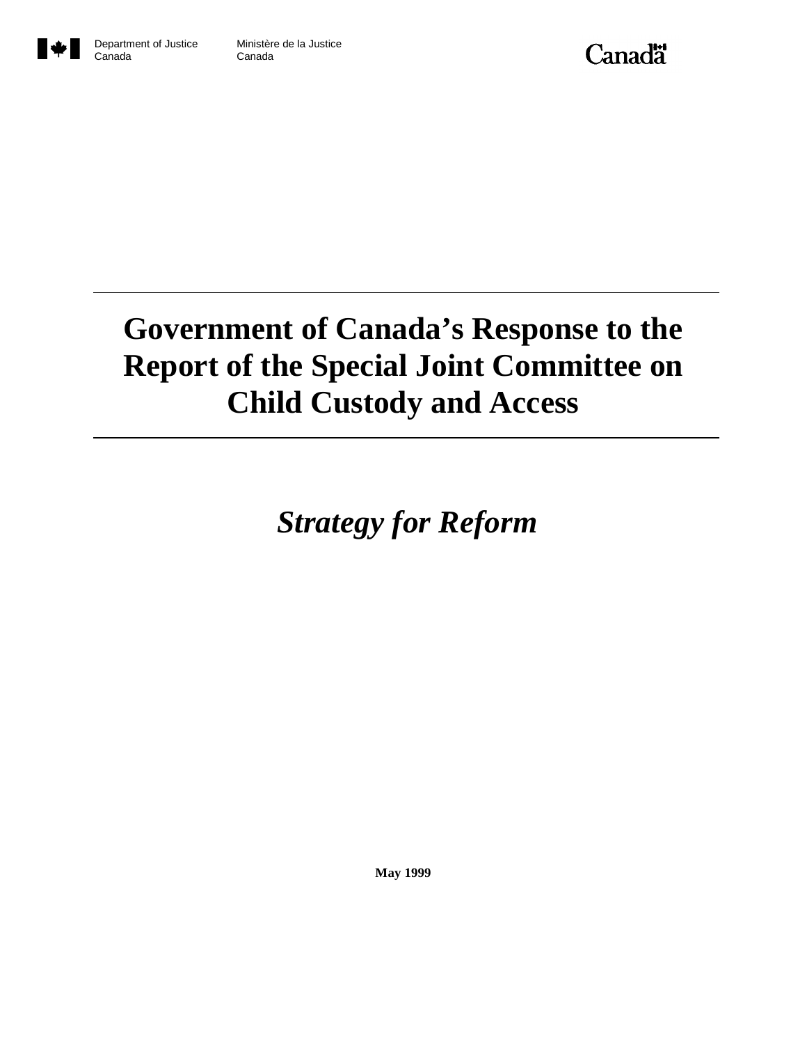Department of Justice Canada | Ministère de la Justice Canada

Canada

# Government of Canada's Response to the Report of the Special Joint Committee on Child Custody and Access

## *Strategy for Reform*

**May 1999**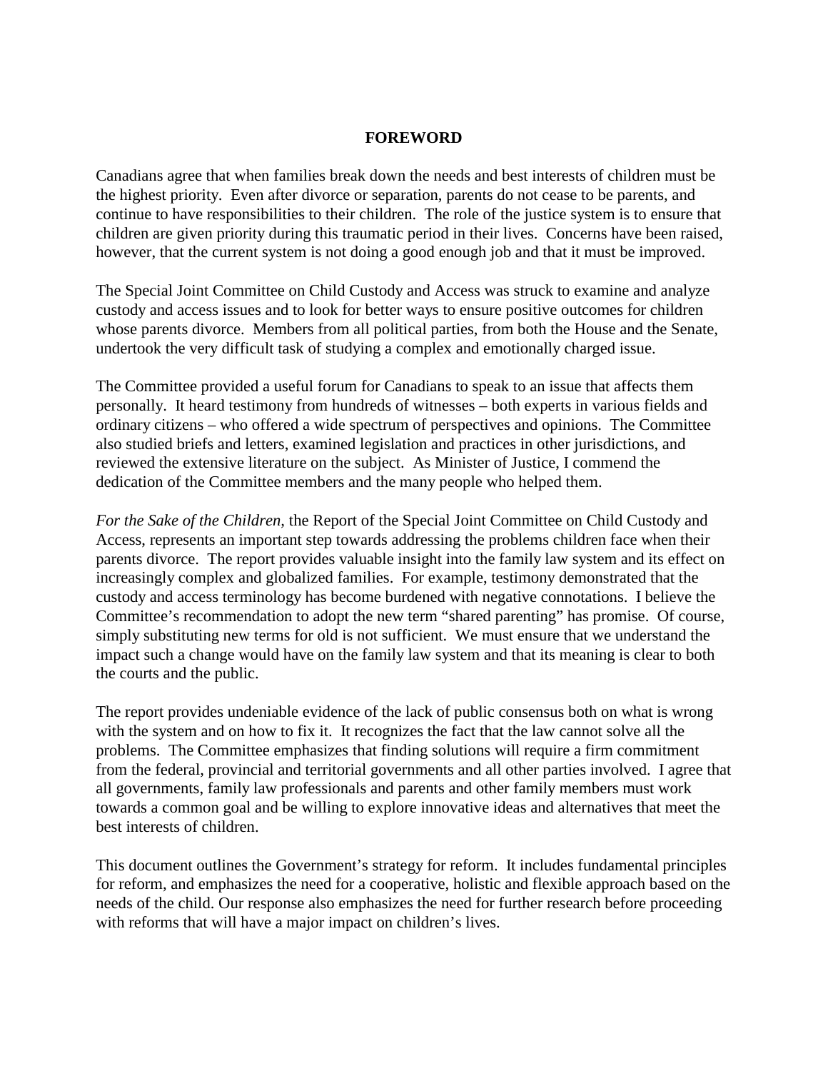## FOREWORD

Canadians agree that when families break down the needs and best interests of children must be the highest priority. Even after divorce or separation, parents do not cease to be parents, and continue to have responsibilities to their children. The role of the justice system is to ensure that children are given priority during this traumatic period in their lives. Concerns have been raised, however, that the current system is not doing a good enough job and that it must be improved.

The Special Joint Committee on Child Custody and Access was struck to examine and analyze custody and access issues and to look for better ways to ensure positive outcomes for children whose parents divorce. Members from all political parties, from both the House and the Senate, undertook the very difficult task of studying a complex and emotionally charged issue.

The Committee provided a useful forum for Canadians to speak to an issue that affects them personally. It heard testimony from hundreds of witnesses – both experts in various fields and ordinary citizens – who offered a wide spectrum of perspectives and opinions. The Committee also studied briefs and letters, examined legislation and practices in other jurisdictions, and reviewed the extensive literature on the subject. As Minister of Justice, I commend the dedication of the Committee members and the many people who helped them.

*For the Sake of the Children,* the Report of the Special Joint Committee on Child Custody and Access, represents an important step towards addressing the problems children face when their parents divorce. The report provides valuable insight into the family law system and its effect on increasingly complex and globalized families. For example, testimony demonstrated that the custody and access terminology has become burdened with negative connotations. I believe the Committee's recommendation to adopt the new term "shared parenting" has promise. Of course, simply substituting new terms for old is not sufficient. We must ensure that we understand the impact such a change would have on the family law system and that its meaning is clear to both the courts and the public.

The report provides undeniable evidence of the lack of public consensus both on what is wrong with the system and on how to fix it. It recognizes the fact that the law cannot solve all the problems. The Committee emphasizes that finding solutions will require a firm commitment from the federal, provincial and territorial governments and all other parties involved. I agree that all governments, family law professionals and parents and other family members must work towards a common goal and be willing to explore innovative ideas and alternatives that meet the best interests of children.

This document outlines the Government's strategy for reform. It includes fundamental principles for reform, and emphasizes the need for a cooperative, holistic and flexible approach based on the needs of the child. Our response also emphasizes the need for further research before proceeding with reforms that will have a major impact on children's lives.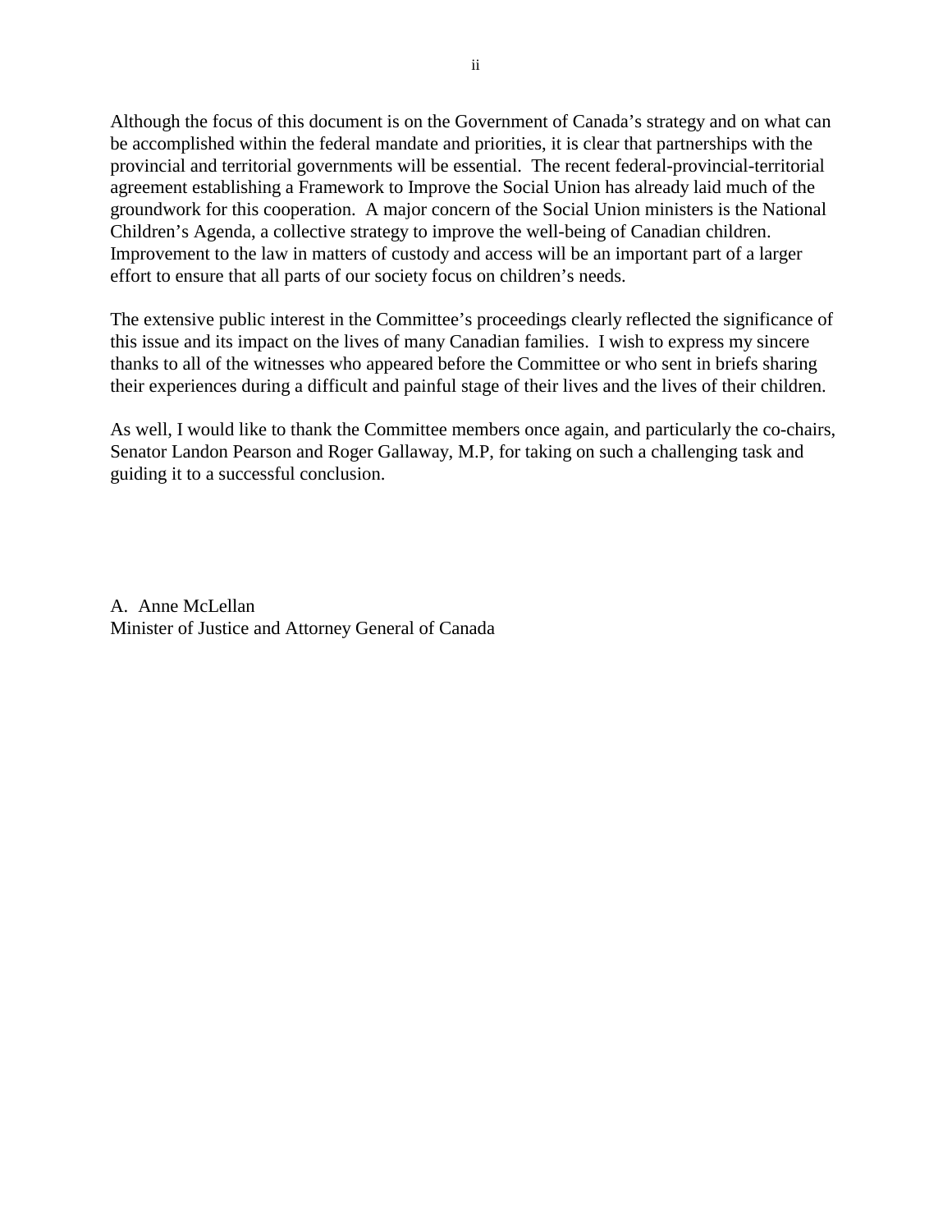Although the focus of this document is on the Government of Canada's strategy and on what can be accomplished within the federal mandate and priorities, it is clear that partnerships with the provincial and territorial governments will be essential. The recent federal-provincial-territorial agreement establishing a Framework to Improve the Social Union has already laid much of the groundwork for this cooperation. A major concern of the Social Union ministers is the National Children's Agenda, a collective strategy to improve the well-being of Canadian children. Improvement to the law in matters of custody and access will be an important part of a larger effort to ensure that all parts of our society focus on children's needs.

The extensive public interest in the Committee's proceedings clearly reflected the significance of this issue and its impact on the lives of many Canadian families. I wish to express my sincere thanks to all of the witnesses who appeared before the Committee or who sent in briefs sharing their experiences during a difficult and painful stage of their lives and the lives of their children.

As well, I would like to thank the Committee members once again, and particularly the co-chairs, Senator Landon Pearson and Roger Gallaway, M.P, for taking on such a challenging task and guiding it to a successful conclusion.

A. Anne McLellan
Minister of Justice and Attorney General of Canada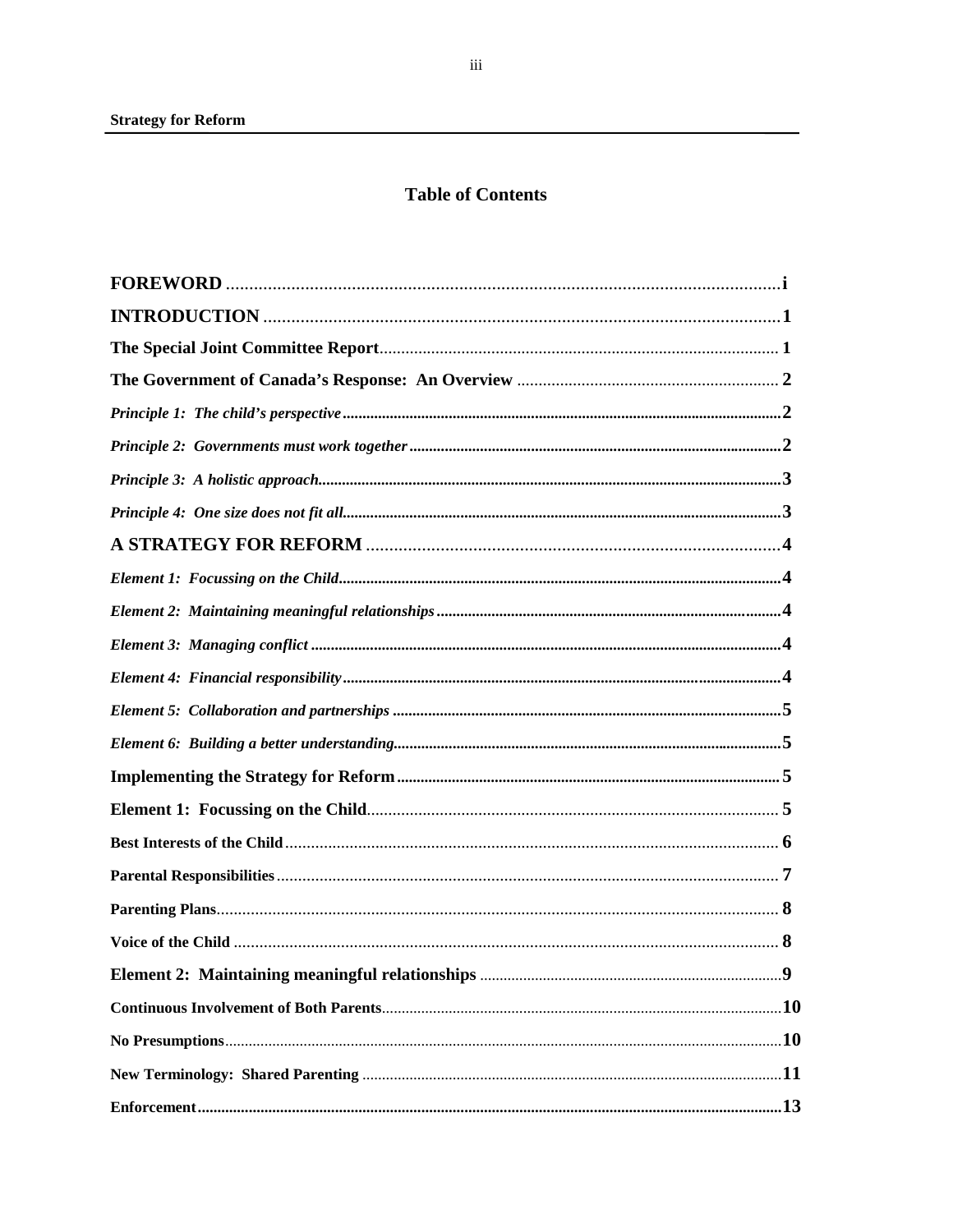## Table of Contents

| | |
|---|---|
| **FOREWORD** | **i** |
| **INTRODUCTION** | **1** |
| **The Special Joint Committee Report** | **1** |
| **The Government of Canada's Response: An Overview** | **2** |
| ***Principle 1: The child's perspective*** | **2** |
| ***Principle 2: Governments must work together*** | **2** |
| ***Principle 3: A holistic approach*** | **3** |
| ***Principle 4: One size does not fit all*** | **3** |
| **A STRATEGY FOR REFORM** | **4** |
| ***Element 1: Focussing on the Child*** | **4** |
| ***Element 2: Maintaining meaningful relationships*** | **4** |
| ***Element 3: Managing conflict*** | **4** |
| ***Element 4: Financial responsibility*** | **4** |
| ***Element 5: Collaboration and partnerships*** | **5** |
| ***Element 6: Building a better understanding*** | **5** |
| **Implementing the Strategy for Reform** | **5** |
| **Element 1: Focussing on the Child** | **5** |
| **Best Interests of the Child** | **6** |
| **Parental Responsibilities** | **7** |
| **Parenting Plans** | **8** |
| **Voice of the Child** | **8** |
| **Element 2: Maintaining meaningful relationships** | **9** |
| **Continuous Involvement of Both Parents** | **10** |
| **No Presumptions** | **10** |
| **New Terminology: Shared Parenting** | **11** |
| **Enforcement** | **13** |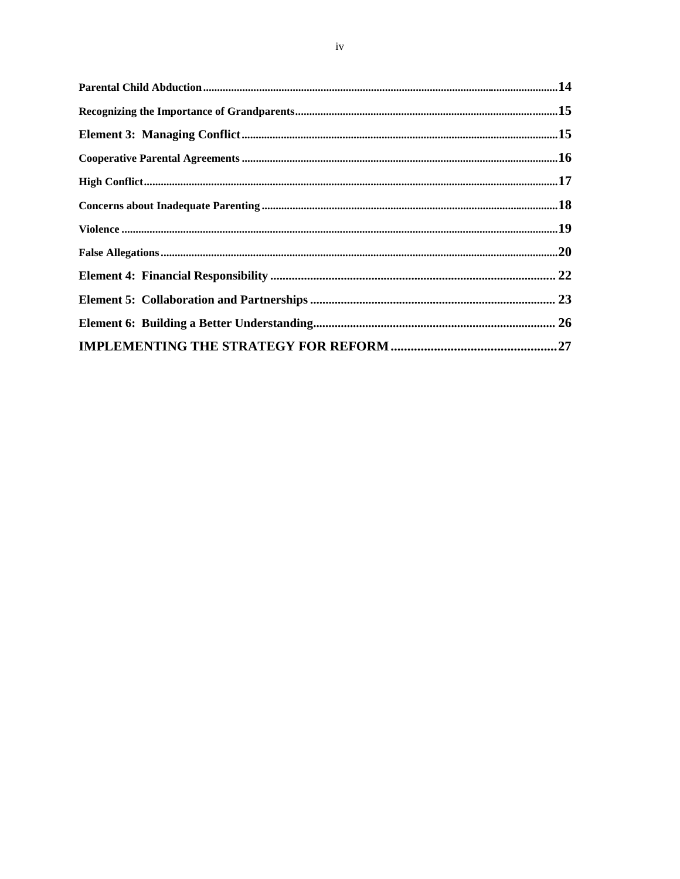Parental Child Abduction .......... 14

Recognizing the Importance of Grandparents .......... 15

**Element 3: Managing Conflict** .......... 15

Cooperative Parental Agreements .......... 16

High Conflict .......... 17

Concerns about Inadequate Parenting .......... 18

Violence .......... 19

False Allegations .......... 20

**Element 4: Financial Responsibility** .......... 22

**Element 5: Collaboration and Partnerships** .......... 23

**Element 6: Building a Better Understanding** .......... 26

**IMPLEMENTING THE STRATEGY FOR REFORM** .......... 27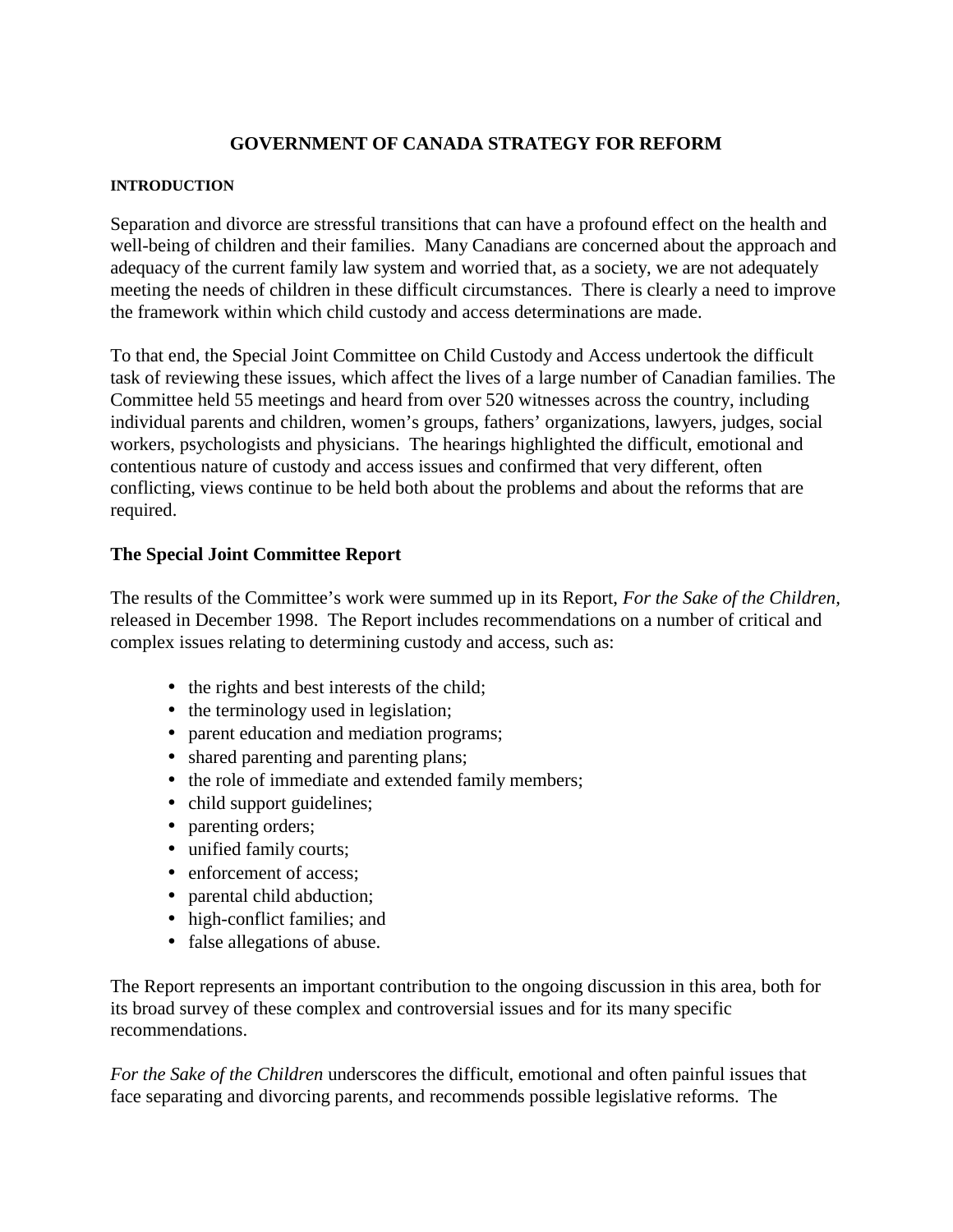# GOVERNMENT OF CANADA STRATEGY FOR REFORM

## INTRODUCTION

Separation and divorce are stressful transitions that can have a profound effect on the health and well-being of children and their families. Many Canadians are concerned about the approach and adequacy of the current family law system and worried that, as a society, we are not adequately meeting the needs of children in these difficult circumstances. There is clearly a need to improve the framework within which child custody and access determinations are made.

To that end, the Special Joint Committee on Child Custody and Access undertook the difficult task of reviewing these issues, which affect the lives of a large number of Canadian families. The Committee held 55 meetings and heard from over 520 witnesses across the country, including individual parents and children, women's groups, fathers' organizations, lawyers, judges, social workers, psychologists and physicians. The hearings highlighted the difficult, emotional and contentious nature of custody and access issues and confirmed that very different, often conflicting, views continue to be held both about the problems and about the reforms that are required.

### The Special Joint Committee Report

The results of the Committee's work were summed up in its Report, *For the Sake of the Children,* released in December 1998. The Report includes recommendations on a number of critical and complex issues relating to determining custody and access, such as:

- the rights and best interests of the child;
- the terminology used in legislation;
- parent education and mediation programs;
- shared parenting and parenting plans;
- the role of immediate and extended family members;
- child support guidelines;
- parenting orders;
- unified family courts;
- enforcement of access;
- parental child abduction;
- high-conflict families; and
- false allegations of abuse.

The Report represents an important contribution to the ongoing discussion in this area, both for its broad survey of these complex and controversial issues and for its many specific recommendations.

*For the Sake of the Children* underscores the difficult, emotional and often painful issues that face separating and divorcing parents, and recommends possible legislative reforms. The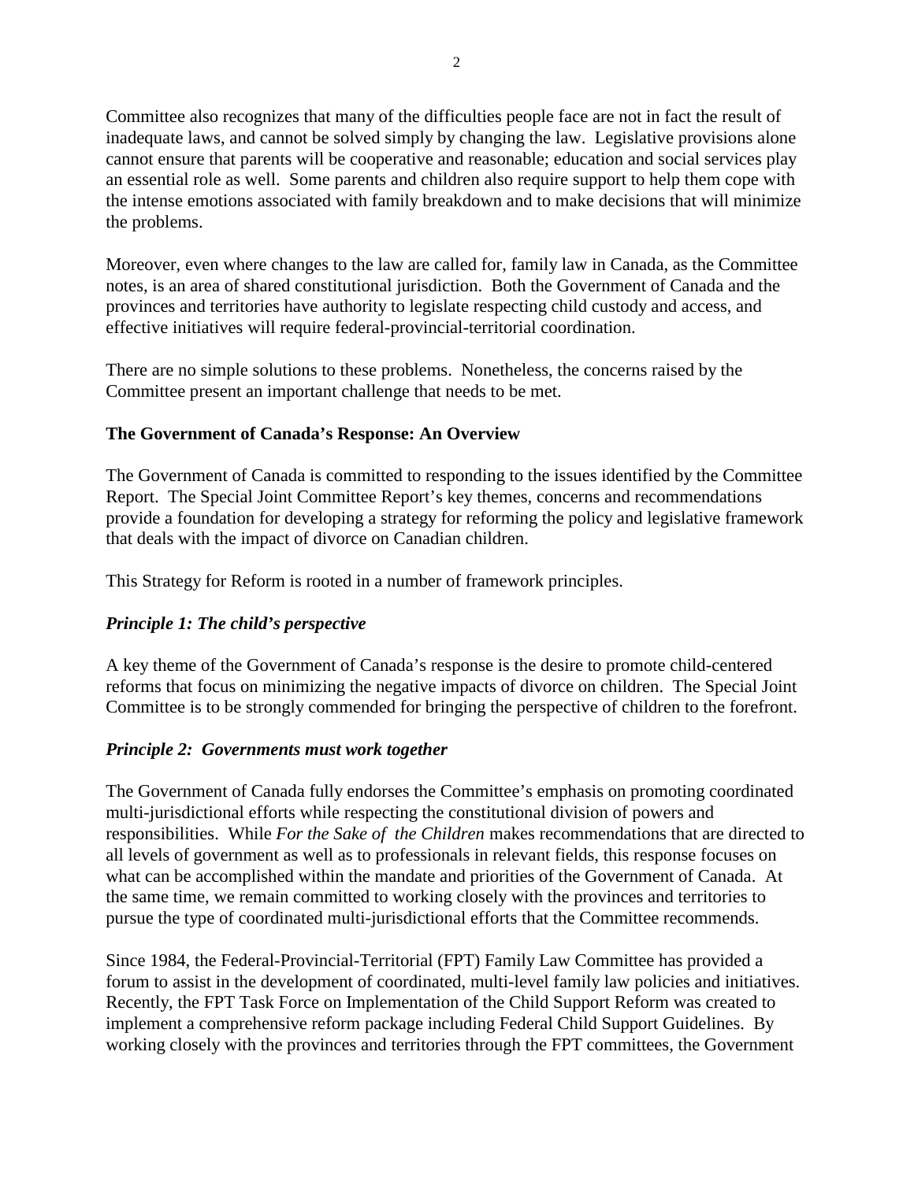Committee also recognizes that many of the difficulties people face are not in fact the result of inadequate laws, and cannot be solved simply by changing the law. Legislative provisions alone cannot ensure that parents will be cooperative and reasonable; education and social services play an essential role as well. Some parents and children also require support to help them cope with the intense emotions associated with family breakdown and to make decisions that will minimize the problems.

Moreover, even where changes to the law are called for, family law in Canada, as the Committee notes, is an area of shared constitutional jurisdiction. Both the Government of Canada and the provinces and territories have authority to legislate respecting child custody and access, and effective initiatives will require federal-provincial-territorial coordination.

There are no simple solutions to these problems. Nonetheless, the concerns raised by the Committee present an important challenge that needs to be met.

## The Government of Canada's Response: An Overview

The Government of Canada is committed to responding to the issues identified by the Committee Report. The Special Joint Committee Report's key themes, concerns and recommendations provide a foundation for developing a strategy for reforming the policy and legislative framework that deals with the impact of divorce on Canadian children.

This Strategy for Reform is rooted in a number of framework principles.

### *Principle 1: The child's perspective*

A key theme of the Government of Canada's response is the desire to promote child-centered reforms that focus on minimizing the negative impacts of divorce on children. The Special Joint Committee is to be strongly commended for bringing the perspective of children to the forefront.

### *Principle 2: Governments must work together*

The Government of Canada fully endorses the Committee's emphasis on promoting coordinated multi-jurisdictional efforts while respecting the constitutional division of powers and responsibilities. While *For the Sake of the Children* makes recommendations that are directed to all levels of government as well as to professionals in relevant fields, this response focuses on what can be accomplished within the mandate and priorities of the Government of Canada. At the same time, we remain committed to working closely with the provinces and territories to pursue the type of coordinated multi-jurisdictional efforts that the Committee recommends.

Since 1984, the Federal-Provincial-Territorial (FPT) Family Law Committee has provided a forum to assist in the development of coordinated, multi-level family law policies and initiatives. Recently, the FPT Task Force on Implementation of the Child Support Reform was created to implement a comprehensive reform package including Federal Child Support Guidelines. By working closely with the provinces and territories through the FPT committees, the Government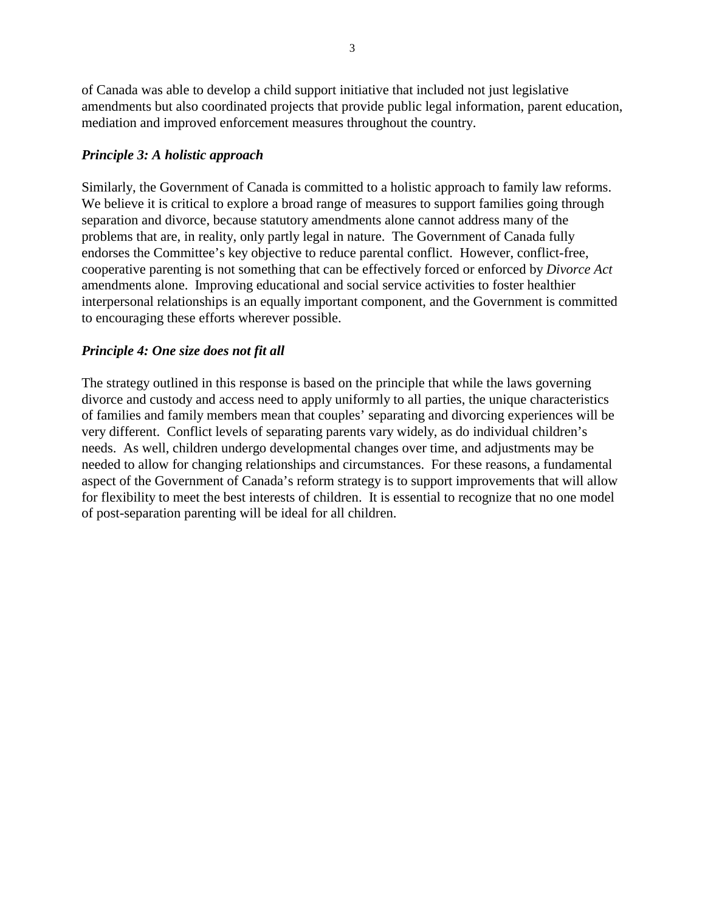of Canada was able to develop a child support initiative that included not just legislative amendments but also coordinated projects that provide public legal information, parent education, mediation and improved enforcement measures throughout the country.

***Principle 3: A holistic approach***

Similarly, the Government of Canada is committed to a holistic approach to family law reforms. We believe it is critical to explore a broad range of measures to support families going through separation and divorce, because statutory amendments alone cannot address many of the problems that are, in reality, only partly legal in nature. The Government of Canada fully endorses the Committee's key objective to reduce parental conflict. However, conflict-free, cooperative parenting is not something that can be effectively forced or enforced by *Divorce Act* amendments alone. Improving educational and social service activities to foster healthier interpersonal relationships is an equally important component, and the Government is committed to encouraging these efforts wherever possible.

***Principle 4: One size does not fit all***

The strategy outlined in this response is based on the principle that while the laws governing divorce and custody and access need to apply uniformly to all parties, the unique characteristics of families and family members mean that couples' separating and divorcing experiences will be very different. Conflict levels of separating parents vary widely, as do individual children's needs. As well, children undergo developmental changes over time, and adjustments may be needed to allow for changing relationships and circumstances. For these reasons, a fundamental aspect of the Government of Canada's reform strategy is to support improvements that will allow for flexibility to meet the best interests of children. It is essential to recognize that no one model of post-separation parenting will be ideal for all children.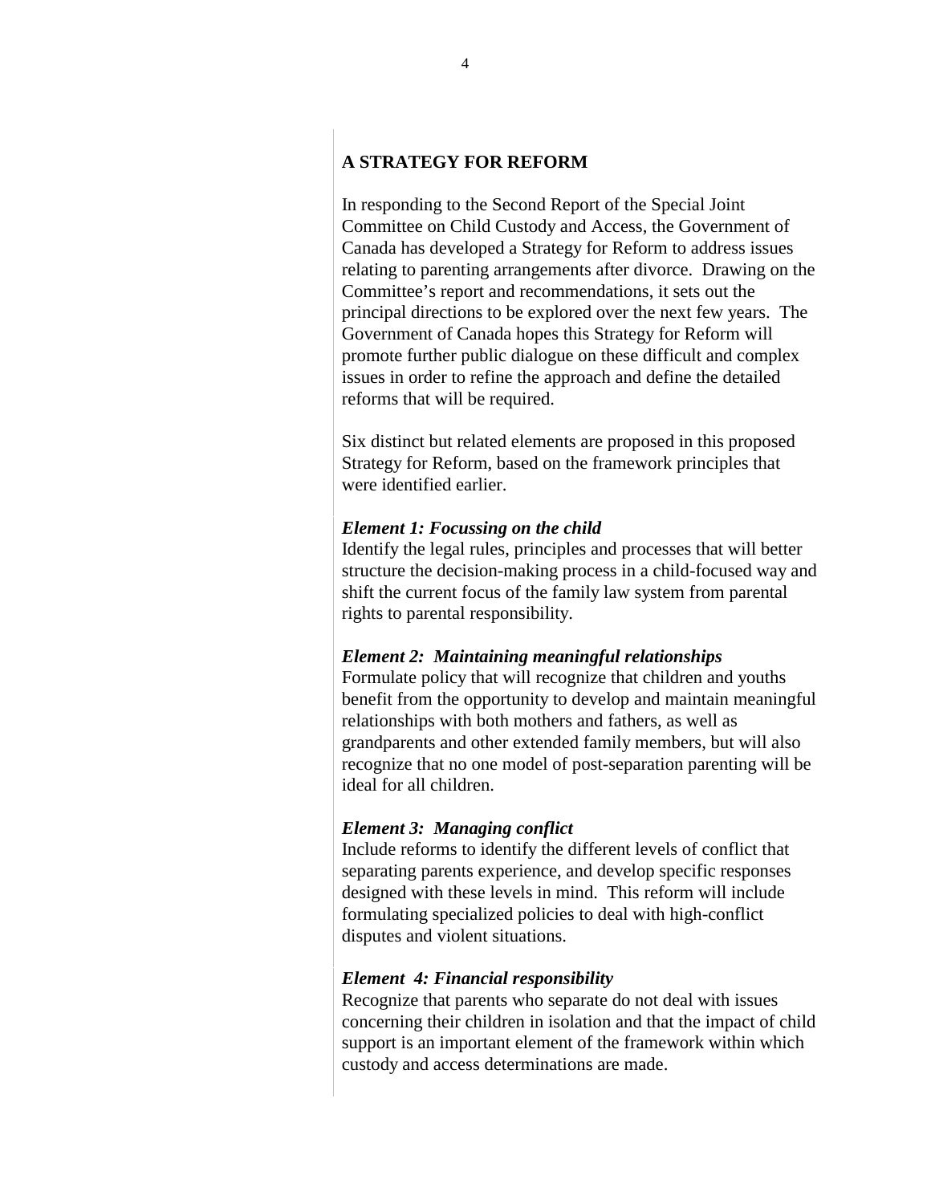## A STRATEGY FOR REFORM

In responding to the Second Report of the Special Joint Committee on Child Custody and Access, the Government of Canada has developed a Strategy for Reform to address issues relating to parenting arrangements after divorce. Drawing on the Committee's report and recommendations, it sets out the principal directions to be explored over the next few years. The Government of Canada hopes this Strategy for Reform will promote further public dialogue on these difficult and complex issues in order to refine the approach and define the detailed reforms that will be required.

Six distinct but related elements are proposed in this proposed Strategy for Reform, based on the framework principles that were identified earlier.

***Element 1: Focussing on the child***

Identify the legal rules, principles and processes that will better structure the decision-making process in a child-focused way and shift the current focus of the family law system from parental rights to parental responsibility.

***Element 2: Maintaining meaningful relationships***

Formulate policy that will recognize that children and youths benefit from the opportunity to develop and maintain meaningful relationships with both mothers and fathers, as well as grandparents and other extended family members, but will also recognize that no one model of post-separation parenting will be ideal for all children.

***Element 3: Managing conflict***

Include reforms to identify the different levels of conflict that separating parents experience, and develop specific responses designed with these levels in mind. This reform will include formulating specialized policies to deal with high-conflict disputes and violent situations.

***Element 4: Financial responsibility***

Recognize that parents who separate do not deal with issues concerning their children in isolation and that the impact of child support is an important element of the framework within which custody and access determinations are made.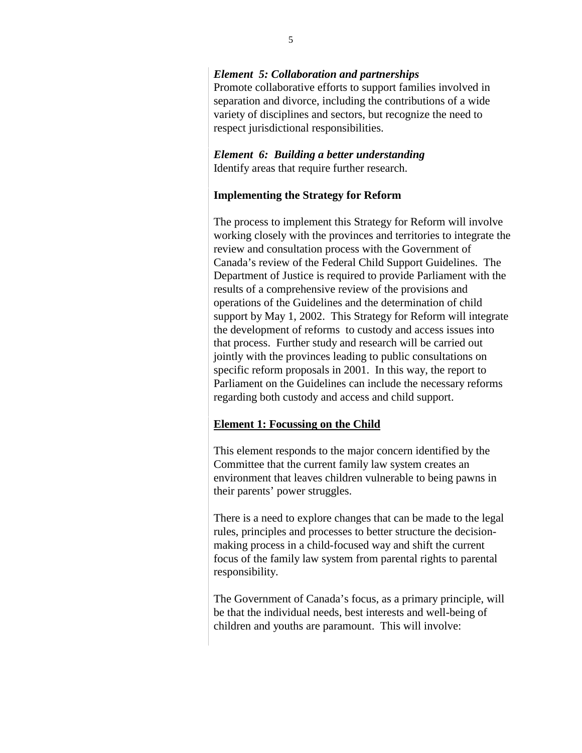***Element 5: Collaboration and partnerships***
Promote collaborative efforts to support families involved in separation and divorce, including the contributions of a wide variety of disciplines and sectors, but recognize the need to respect jurisdictional responsibilities.

***Element 6: Building a better understanding***
Identify areas that require further research.

**Implementing the Strategy for Reform**

The process to implement this Strategy for Reform will involve working closely with the provinces and territories to integrate the review and consultation process with the Government of Canada's review of the Federal Child Support Guidelines. The Department of Justice is required to provide Parliament with the results of a comprehensive review of the provisions and operations of the Guidelines and the determination of child support by May 1, 2002. This Strategy for Reform will integrate the development of reforms to custody and access issues into that process. Further study and research will be carried out jointly with the provinces leading to public consultations on specific reform proposals in 2001. In this way, the report to Parliament on the Guidelines can include the necessary reforms regarding both custody and access and child support.

**Element 1: Focussing on the Child**

This element responds to the major concern identified by the Committee that the current family law system creates an environment that leaves children vulnerable to being pawns in their parents' power struggles.

There is a need to explore changes that can be made to the legal rules, principles and processes to better structure the decision-making process in a child-focused way and shift the current focus of the family law system from parental rights to parental responsibility.

The Government of Canada's focus, as a primary principle, will be that the individual needs, best interests and well-being of children and youths are paramount. This will involve: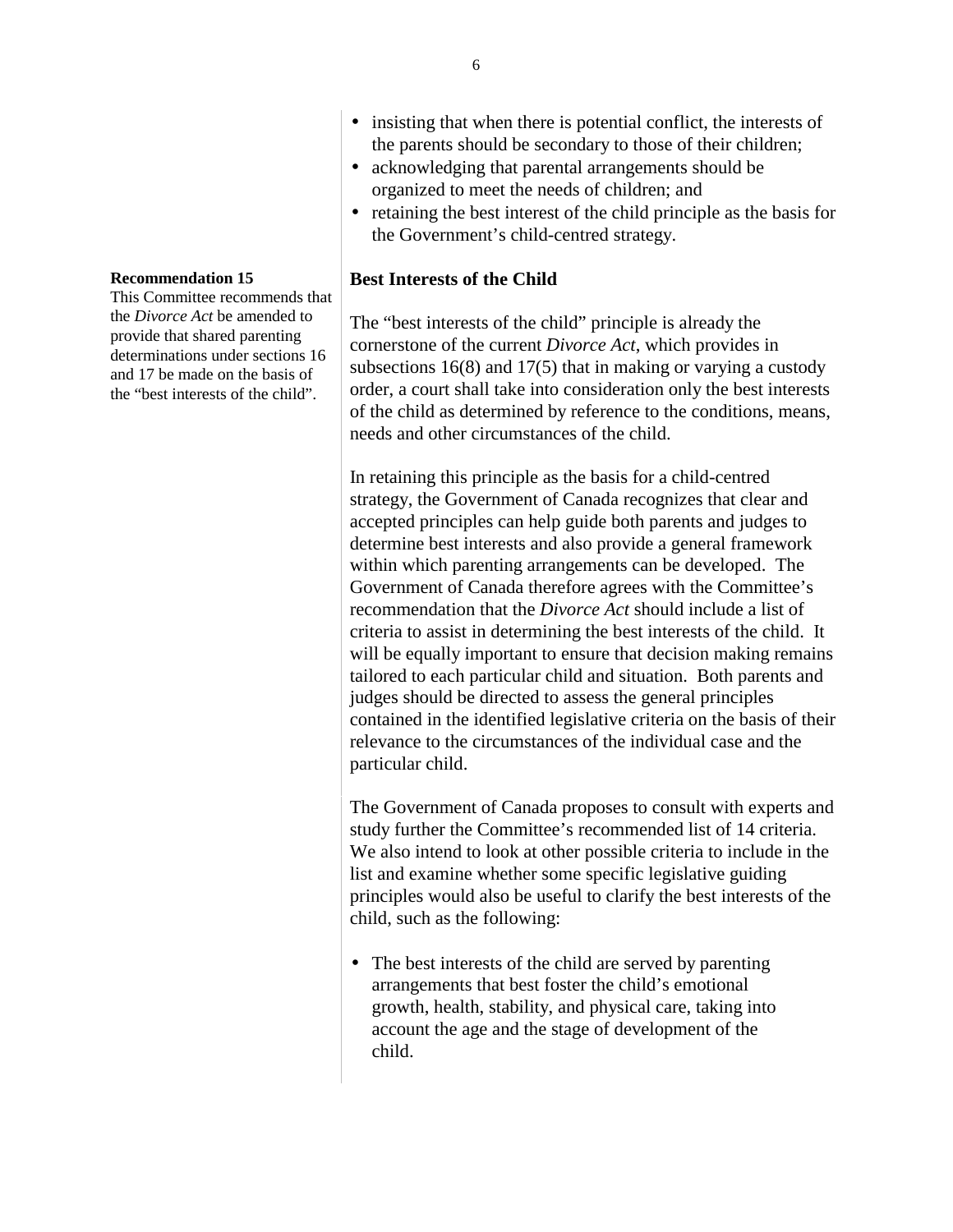- insisting that when there is potential conflict, the interests of the parents should be secondary to those of their children;
- acknowledging that parental arrangements should be organized to meet the needs of children; and
- retaining the best interest of the child principle as the basis for the Government's child-centred strategy.

**Recommendation 15**
This Committee recommends that the *Divorce Act* be amended to provide that shared parenting determinations under sections 16 and 17 be made on the basis of the "best interests of the child".

### Best Interests of the Child

The "best interests of the child" principle is already the cornerstone of the current *Divorce Act*, which provides in subsections 16(8) and 17(5) that in making or varying a custody order, a court shall take into consideration only the best interests of the child as determined by reference to the conditions, means, needs and other circumstances of the child.

In retaining this principle as the basis for a child-centred strategy, the Government of Canada recognizes that clear and accepted principles can help guide both parents and judges to determine best interests and also provide a general framework within which parenting arrangements can be developed. The Government of Canada therefore agrees with the Committee's recommendation that the *Divorce Act* should include a list of criteria to assist in determining the best interests of the child. It will be equally important to ensure that decision making remains tailored to each particular child and situation. Both parents and judges should be directed to assess the general principles contained in the identified legislative criteria on the basis of their relevance to the circumstances of the individual case and the particular child.

The Government of Canada proposes to consult with experts and study further the Committee's recommended list of 14 criteria. We also intend to look at other possible criteria to include in the list and examine whether some specific legislative guiding principles would also be useful to clarify the best interests of the child, such as the following:

- The best interests of the child are served by parenting arrangements that best foster the child's emotional growth, health, stability, and physical care, taking into account the age and the stage of development of the child.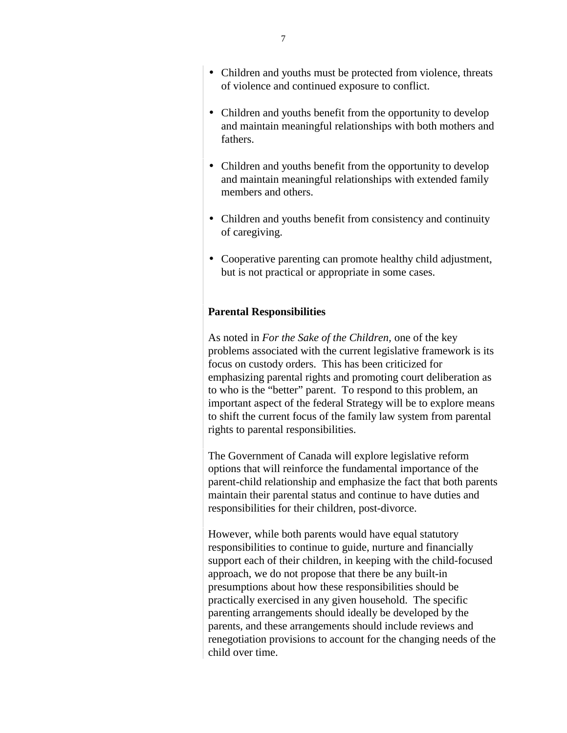- Children and youths must be protected from violence, threats of violence and continued exposure to conflict.
- Children and youths benefit from the opportunity to develop and maintain meaningful relationships with both mothers and fathers.
- Children and youths benefit from the opportunity to develop and maintain meaningful relationships with extended family members and others.
- Children and youths benefit from consistency and continuity of caregiving.
- Cooperative parenting can promote healthy child adjustment, but is not practical or appropriate in some cases.

**Parental Responsibilities**

As noted in *For the Sake of the Children,* one of the key problems associated with the current legislative framework is its focus on custody orders. This has been criticized for emphasizing parental rights and promoting court deliberation as to who is the "better" parent. To respond to this problem, an important aspect of the federal Strategy will be to explore means to shift the current focus of the family law system from parental rights to parental responsibilities.

The Government of Canada will explore legislative reform options that will reinforce the fundamental importance of the parent-child relationship and emphasize the fact that both parents maintain their parental status and continue to have duties and responsibilities for their children, post-divorce.

However, while both parents would have equal statutory responsibilities to continue to guide, nurture and financially support each of their children, in keeping with the child-focused approach, we do not propose that there be any built-in presumptions about how these responsibilities should be practically exercised in any given household. The specific parenting arrangements should ideally be developed by the parents, and these arrangements should include reviews and renegotiation provisions to account for the changing needs of the child over time.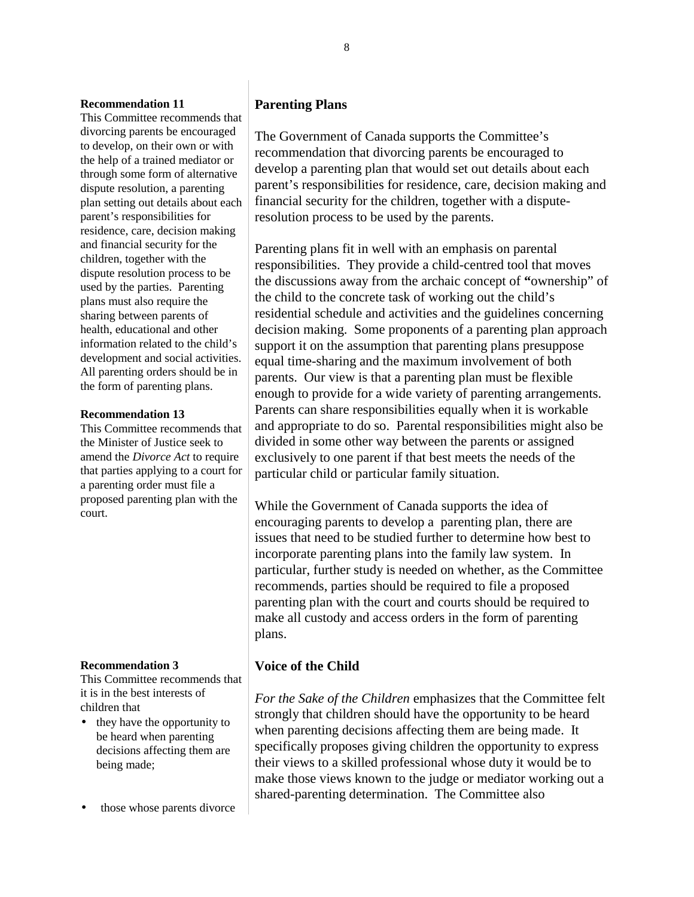**Recommendation 11**
This Committee recommends that divorcing parents be encouraged to develop, on their own or with the help of a trained mediator or through some form of alternative dispute resolution, a parenting plan setting out details about each parent's responsibilities for residence, care, decision making and financial security for the children, together with the dispute resolution process to be used by the parties. Parenting plans must also require the sharing between parents of health, educational and other information related to the child's development and social activities. All parenting orders should be in the form of parenting plans.

**Recommendation 13**
This Committee recommends that the Minister of Justice seek to amend the *Divorce Act* to require that parties applying to a court for a parenting order must file a proposed parenting plan with the court.

## Parenting Plans

The Government of Canada supports the Committee's recommendation that divorcing parents be encouraged to develop a parenting plan that would set out details about each parent's responsibilities for residence, care, decision making and financial security for the children, together with a dispute-resolution process to be used by the parents.

Parenting plans fit in well with an emphasis on parental responsibilities. They provide a child-centred tool that moves the discussions away from the archaic concept of "ownership" of the child to the concrete task of working out the child's residential schedule and activities and the guidelines concerning decision making. Some proponents of a parenting plan approach support it on the assumption that parenting plans presuppose equal time-sharing and the maximum involvement of both parents. Our view is that a parenting plan must be flexible enough to provide for a wide variety of parenting arrangements. Parents can share responsibilities equally when it is workable and appropriate to do so. Parental responsibilities might also be divided in some other way between the parents or assigned exclusively to one parent if that best meets the needs of the particular child or particular family situation.

While the Government of Canada supports the idea of encouraging parents to develop a parenting plan, there are issues that need to be studied further to determine how best to incorporate parenting plans into the family law system. In particular, further study is needed on whether, as the Committee recommends, parties should be required to file a proposed parenting plan with the court and courts should be required to make all custody and access orders in the form of parenting plans.

**Recommendation 3**
This Committee recommends that it is in the best interests of children that

- they have the opportunity to be heard when parenting decisions affecting them are being made;
- those whose parents divorce

## Voice of the Child

*For the Sake of the Children* emphasizes that the Committee felt strongly that children should have the opportunity to be heard when parenting decisions affecting them are being made. It specifically proposes giving children the opportunity to express their views to a skilled professional whose duty it would be to make those views known to the judge or mediator working out a shared-parenting determination. The Committee also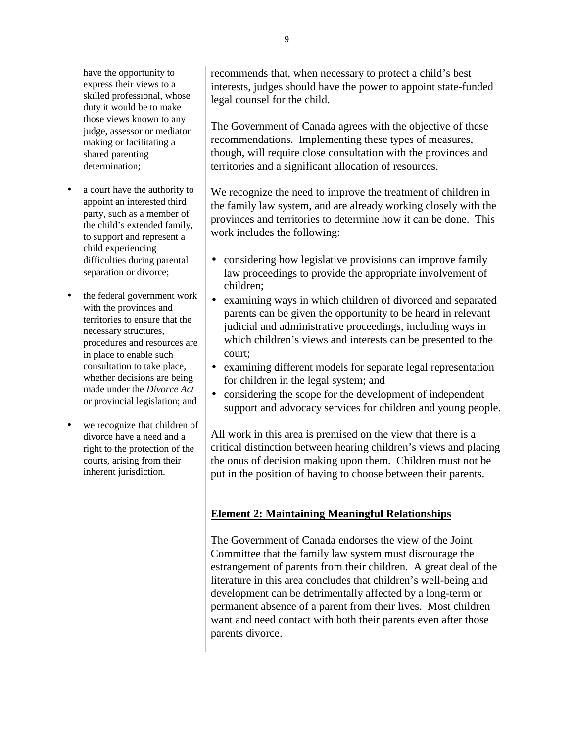have the opportunity to express their views to a skilled professional, whose duty it would be to make those views known to any judge, assessor or mediator making or facilitating a shared parenting determination;

- a court have the authority to appoint an interested third party, such as a member of the child's extended family, to support and represent a child experiencing difficulties during parental separation or divorce;
- the federal government work with the provinces and territories to ensure that the necessary structures, procedures and resources are in place to enable such consultation to take place, whether decisions are being made under the *Divorce Act* or provincial legislation; and
- we recognize that children of divorce have a need and a right to the protection of the courts, arising from their inherent jurisdiction.

recommends that, when necessary to protect a child's best interests, judges should have the power to appoint state-funded legal counsel for the child.

The Government of Canada agrees with the objective of these recommendations. Implementing these types of measures, though, will require close consultation with the provinces and territories and a significant allocation of resources.

We recognize the need to improve the treatment of children in the family law system, and are already working closely with the provinces and territories to determine how it can be done. This work includes the following:

- considering how legislative provisions can improve family law proceedings to provide the appropriate involvement of children;
- examining ways in which children of divorced and separated parents can be given the opportunity to be heard in relevant judicial and administrative proceedings, including ways in which children's views and interests can be presented to the court;
- examining different models for separate legal representation for children in the legal system; and
- considering the scope for the development of independent support and advocacy services for children and young people.

All work in this area is premised on the view that there is a critical distinction between hearing children's views and placing the onus of decision making upon them. Children must not be put in the position of having to choose between their parents.

## Element 2: Maintaining Meaningful Relationships

The Government of Canada endorses the view of the Joint Committee that the family law system must discourage the estrangement of parents from their children. A great deal of the literature in this area concludes that children's well-being and development can be detrimentally affected by a long-term or permanent absence of a parent from their lives. Most children want and need contact with both their parents even after those parents divorce.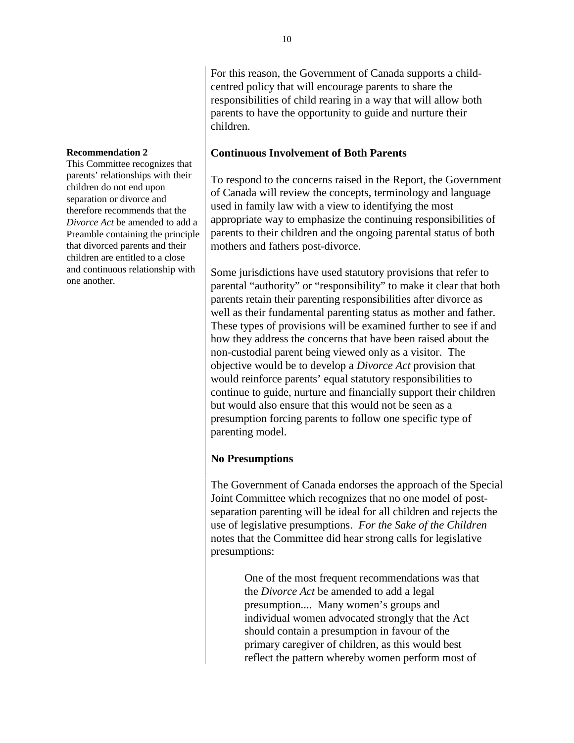For this reason, the Government of Canada supports a child-centred policy that will encourage parents to share the responsibilities of child rearing in a way that will allow both parents to have the opportunity to guide and nurture their children.

**Recommendation 2**
This Committee recognizes that parents' relationships with their children do not end upon separation or divorce and therefore recommends that the *Divorce Act* be amended to add a Preamble containing the principle that divorced parents and their children are entitled to a close and continuous relationship with one another.

### Continuous Involvement of Both Parents

To respond to the concerns raised in the Report, the Government of Canada will review the concepts, terminology and language used in family law with a view to identifying the most appropriate way to emphasize the continuing responsibilities of parents to their children and the ongoing parental status of both mothers and fathers post-divorce.

Some jurisdictions have used statutory provisions that refer to parental "authority" or "responsibility" to make it clear that both parents retain their parenting responsibilities after divorce as well as their fundamental parenting status as mother and father. These types of provisions will be examined further to see if and how they address the concerns that have been raised about the non-custodial parent being viewed only as a visitor. The objective would be to develop a *Divorce Act* provision that would reinforce parents' equal statutory responsibilities to continue to guide, nurture and financially support their children but would also ensure that this would not be seen as a presumption forcing parents to follow one specific type of parenting model.

### No Presumptions

The Government of Canada endorses the approach of the Special Joint Committee which recognizes that no one model of post-separation parenting will be ideal for all children and rejects the use of legislative presumptions. *For the Sake of the Children* notes that the Committee did hear strong calls for legislative presumptions:

> One of the most frequent recommendations was that the *Divorce Act* be amended to add a legal presumption.... Many women's groups and individual women advocated strongly that the Act should contain a presumption in favour of the primary caregiver of children, as this would best reflect the pattern whereby women perform most of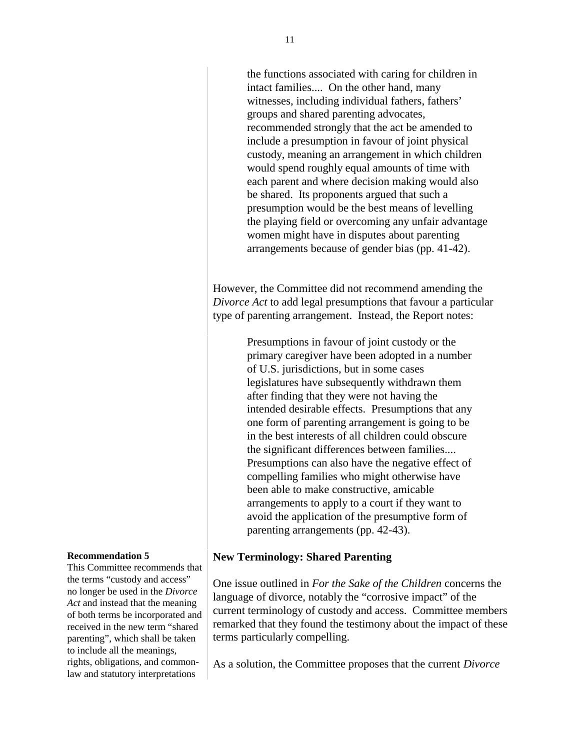> the functions associated with caring for children in intact families.... On the other hand, many witnesses, including individual fathers, fathers' groups and shared parenting advocates, recommended strongly that the act be amended to include a presumption in favour of joint physical custody, meaning an arrangement in which children would spend roughly equal amounts of time with each parent and where decision making would also be shared. Its proponents argued that such a presumption would be the best means of levelling the playing field or overcoming any unfair advantage women might have in disputes about parenting arrangements because of gender bias (pp. 41-42).

However, the Committee did not recommend amending the *Divorce Act* to add legal presumptions that favour a particular type of parenting arrangement. Instead, the Report notes:

> Presumptions in favour of joint custody or the primary caregiver have been adopted in a number of U.S. jurisdictions, but in some cases legislatures have subsequently withdrawn them after finding that they were not having the intended desirable effects. Presumptions that any one form of parenting arrangement is going to be in the best interests of all children could obscure the significant differences between families.... Presumptions can also have the negative effect of compelling families who might otherwise have been able to make constructive, amicable arrangements to apply to a court if they want to avoid the application of the presumptive form of parenting arrangements (pp. 42-43).

**Recommendation 5**
This Committee recommends that the terms "custody and access" no longer be used in the *Divorce Act* and instead that the meaning of both terms be incorporated and received in the new term "shared parenting", which shall be taken to include all the meanings, rights, obligations, and common-law and statutory interpretations

### New Terminology: Shared Parenting

One issue outlined in *For the Sake of the Children* concerns the language of divorce, notably the "corrosive impact" of the current terminology of custody and access. Committee members remarked that they found the testimony about the impact of these terms particularly compelling.

As a solution, the Committee proposes that the current *Divorce*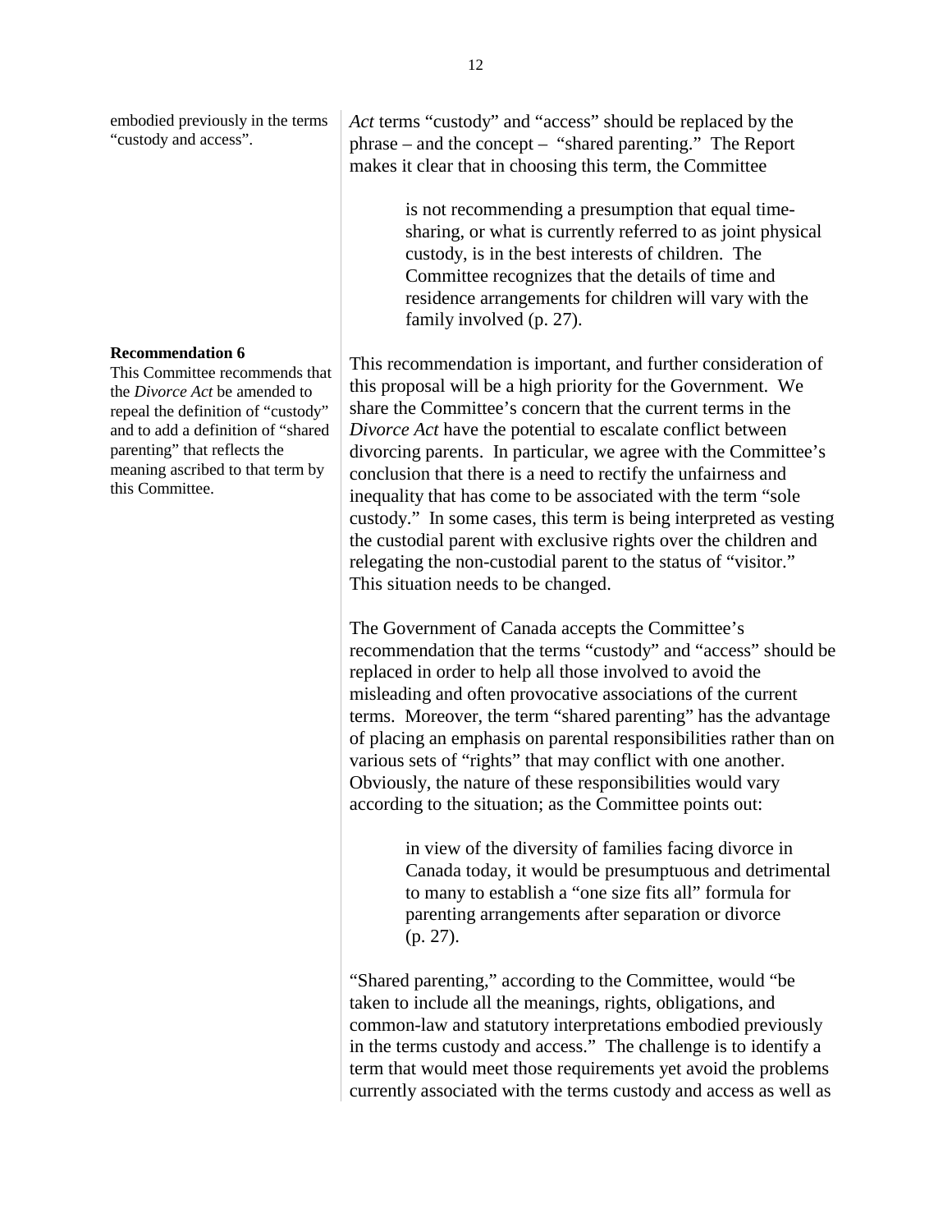embodied previously in the terms "custody and access".

*Act* terms "custody" and "access" should be replaced by the phrase – and the concept – "shared parenting." The Report makes it clear that in choosing this term, the Committee

> is not recommending a presumption that equal time-sharing, or what is currently referred to as joint physical custody, is in the best interests of children. The Committee recognizes that the details of time and residence arrangements for children will vary with the family involved (p. 27).

**Recommendation 6**
This Committee recommends that the *Divorce Act* be amended to repeal the definition of "custody" and to add a definition of "shared parenting" that reflects the meaning ascribed to that term by this Committee.

This recommendation is important, and further consideration of this proposal will be a high priority for the Government. We share the Committee's concern that the current terms in the *Divorce Act* have the potential to escalate conflict between divorcing parents. In particular, we agree with the Committee's conclusion that there is a need to rectify the unfairness and inequality that has come to be associated with the term "sole custody." In some cases, this term is being interpreted as vesting the custodial parent with exclusive rights over the children and relegating the non-custodial parent to the status of "visitor." This situation needs to be changed.

The Government of Canada accepts the Committee's recommendation that the terms "custody" and "access" should be replaced in order to help all those involved to avoid the misleading and often provocative associations of the current terms. Moreover, the term "shared parenting" has the advantage of placing an emphasis on parental responsibilities rather than on various sets of "rights" that may conflict with one another. Obviously, the nature of these responsibilities would vary according to the situation; as the Committee points out:

> in view of the diversity of families facing divorce in Canada today, it would be presumptuous and detrimental to many to establish a "one size fits all" formula for parenting arrangements after separation or divorce (p. 27).

"Shared parenting," according to the Committee, would "be taken to include all the meanings, rights, obligations, and common-law and statutory interpretations embodied previously in the terms custody and access." The challenge is to identify a term that would meet those requirements yet avoid the problems currently associated with the terms custody and access as well as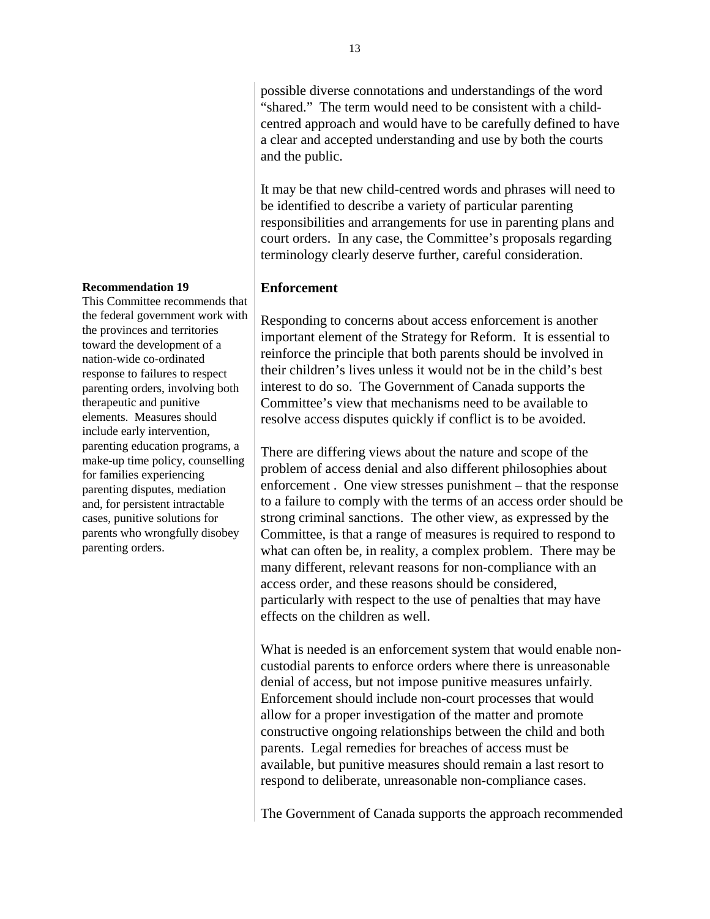possible diverse connotations and understandings of the word "shared." The term would need to be consistent with a child-centred approach and would have to be carefully defined to have a clear and accepted understanding and use by both the courts and the public.

It may be that new child-centred words and phrases will need to be identified to describe a variety of particular parenting responsibilities and arrangements for use in parenting plans and court orders. In any case, the Committee's proposals regarding terminology clearly deserve further, careful consideration.

**Recommendation 19**
This Committee recommends that the federal government work with the provinces and territories toward the development of a nation-wide co-ordinated response to failures to respect parenting orders, involving both therapeutic and punitive elements. Measures should include early intervention, parenting education programs, a make-up time policy, counselling for families experiencing parenting disputes, mediation and, for persistent intractable cases, punitive solutions for parents who wrongfully disobey parenting orders.

### Enforcement

Responding to concerns about access enforcement is another important element of the Strategy for Reform. It is essential to reinforce the principle that both parents should be involved in their children's lives unless it would not be in the child's best interest to do so. The Government of Canada supports the Committee's view that mechanisms need to be available to resolve access disputes quickly if conflict is to be avoided.

There are differing views about the nature and scope of the problem of access denial and also different philosophies about enforcement . One view stresses punishment – that the response to a failure to comply with the terms of an access order should be strong criminal sanctions. The other view, as expressed by the Committee, is that a range of measures is required to respond to what can often be, in reality, a complex problem. There may be many different, relevant reasons for non-compliance with an access order, and these reasons should be considered, particularly with respect to the use of penalties that may have effects on the children as well.

What is needed is an enforcement system that would enable non-custodial parents to enforce orders where there is unreasonable denial of access, but not impose punitive measures unfairly. Enforcement should include non-court processes that would allow for a proper investigation of the matter and promote constructive ongoing relationships between the child and both parents. Legal remedies for breaches of access must be available, but punitive measures should remain a last resort to respond to deliberate, unreasonable non-compliance cases.

The Government of Canada supports the approach recommended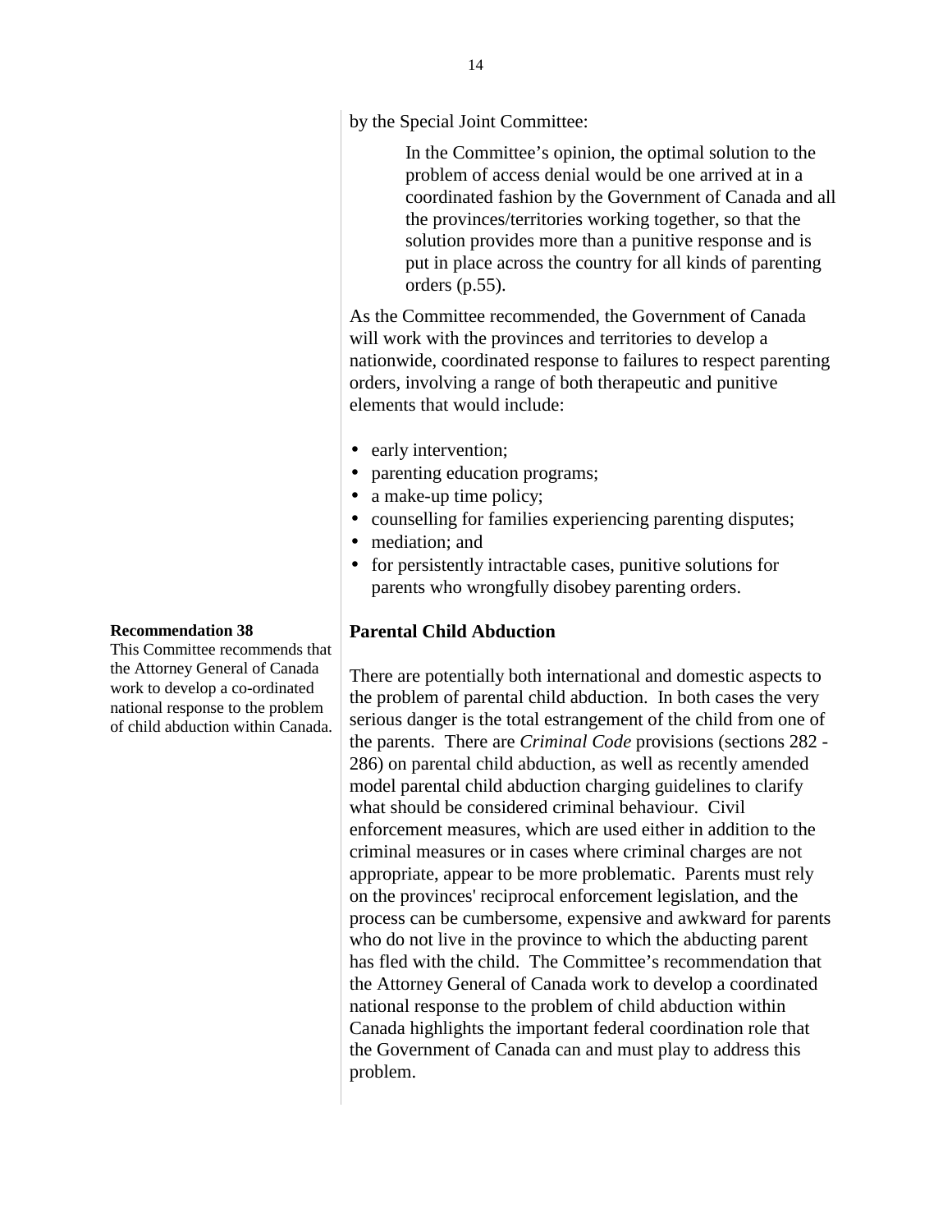by the Special Joint Committee:

> In the Committee's opinion, the optimal solution to the problem of access denial would be one arrived at in a coordinated fashion by the Government of Canada and all the provinces/territories working together, so that the solution provides more than a punitive response and is put in place across the country for all kinds of parenting orders (p.55).

As the Committee recommended, the Government of Canada will work with the provinces and territories to develop a nationwide, coordinated response to failures to respect parenting orders, involving a range of both therapeutic and punitive elements that would include:

- early intervention;
- parenting education programs;
- a make-up time policy;
- counselling for families experiencing parenting disputes;
- mediation; and
- for persistently intractable cases, punitive solutions for parents who wrongfully disobey parenting orders.

**Recommendation 38**
This Committee recommends that the Attorney General of Canada work to develop a co-ordinated national response to the problem of child abduction within Canada.

### Parental Child Abduction

There are potentially both international and domestic aspects to the problem of parental child abduction. In both cases the very serious danger is the total estrangement of the child from one of the parents. There are *Criminal Code* provisions (sections 282 - 286) on parental child abduction, as well as recently amended model parental child abduction charging guidelines to clarify what should be considered criminal behaviour. Civil enforcement measures, which are used either in addition to the criminal measures or in cases where criminal charges are not appropriate, appear to be more problematic. Parents must rely on the provinces' reciprocal enforcement legislation, and the process can be cumbersome, expensive and awkward for parents who do not live in the province to which the abducting parent has fled with the child. The Committee's recommendation that the Attorney General of Canada work to develop a coordinated national response to the problem of child abduction within Canada highlights the important federal coordination role that the Government of Canada can and must play to address this problem.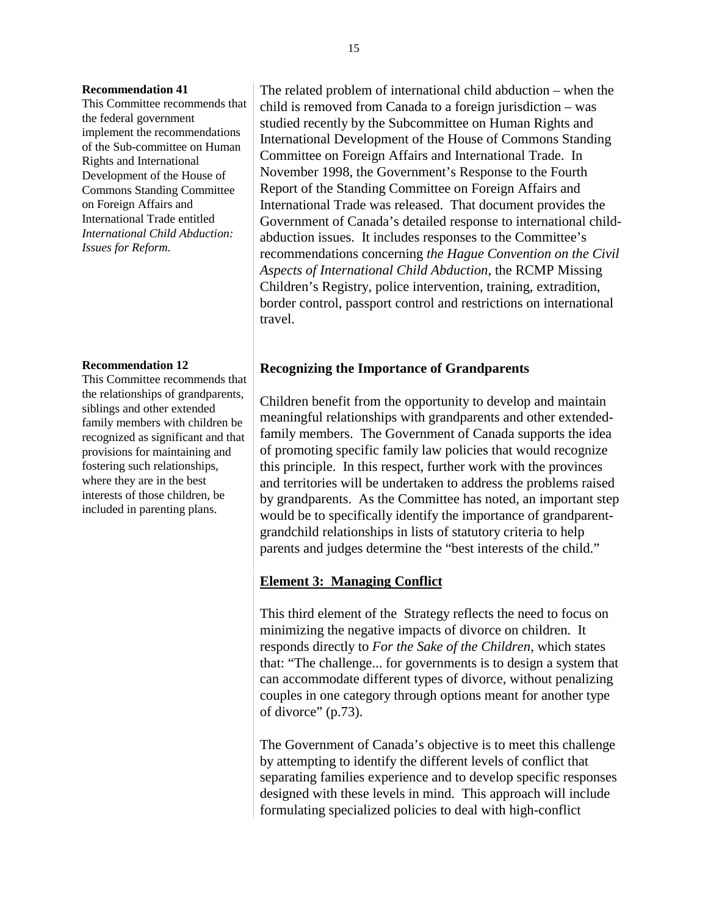**Recommendation 41**
This Committee recommends that the federal government implement the recommendations of the Sub-committee on Human Rights and International Development of the House of Commons Standing Committee on Foreign Affairs and International Trade entitled *International Child Abduction: Issues for Reform*.

The related problem of international child abduction – when the child is removed from Canada to a foreign jurisdiction – was studied recently by the Subcommittee on Human Rights and International Development of the House of Commons Standing Committee on Foreign Affairs and International Trade. In November 1998, the Government's Response to the Fourth Report of the Standing Committee on Foreign Affairs and International Trade was released. That document provides the Government of Canada's detailed response to international child-abduction issues. It includes responses to the Committee's recommendations concerning *the Hague Convention on the Civil Aspects of International Child Abduction*, the RCMP Missing Children's Registry, police intervention, training, extradition, border control, passport control and restrictions on international travel.

**Recommendation 12**
This Committee recommends that the relationships of grandparents, siblings and other extended family members with children be recognized as significant and that provisions for maintaining and fostering such relationships, where they are in the best interests of those children, be included in parenting plans.

### Recognizing the Importance of Grandparents

Children benefit from the opportunity to develop and maintain meaningful relationships with grandparents and other extended-family members. The Government of Canada supports the idea of promoting specific family law policies that would recognize this principle. In this respect, further work with the provinces and territories will be undertaken to address the problems raised by grandparents. As the Committee has noted, an important step would be to specifically identify the importance of grandparent-grandchild relationships in lists of statutory criteria to help parents and judges determine the "best interests of the child."

## Element 3: Managing Conflict

This third element of the Strategy reflects the need to focus on minimizing the negative impacts of divorce on children. It responds directly to *For the Sake of the Children*, which states that: "The challenge... for governments is to design a system that can accommodate different types of divorce, without penalizing couples in one category through options meant for another type of divorce" (p.73).

The Government of Canada's objective is to meet this challenge by attempting to identify the different levels of conflict that separating families experience and to develop specific responses designed with these levels in mind. This approach will include formulating specialized policies to deal with high-conflict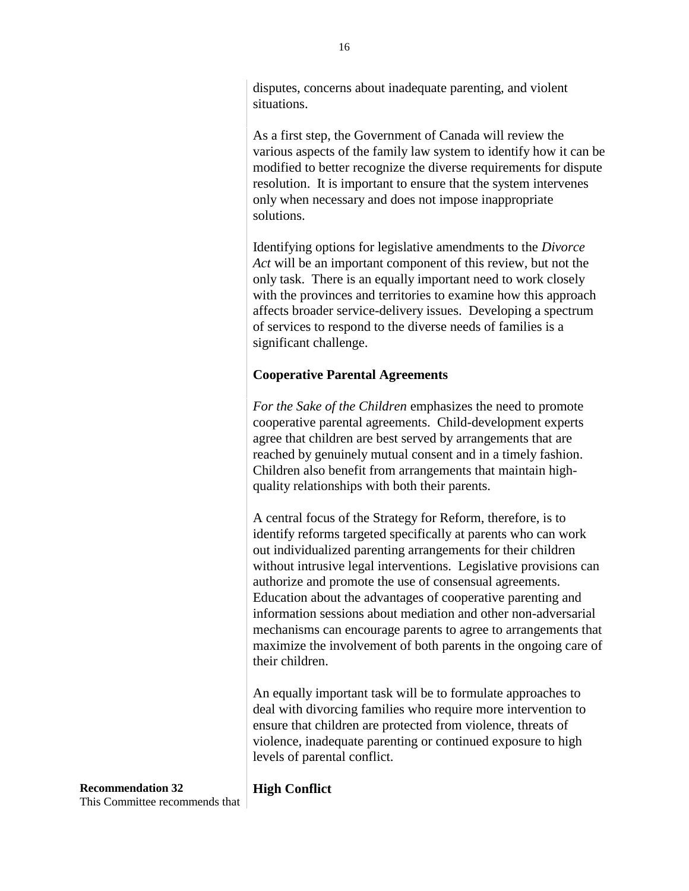disputes, concerns about inadequate parenting, and violent situations.

As a first step, the Government of Canada will review the various aspects of the family law system to identify how it can be modified to better recognize the diverse requirements for dispute resolution. It is important to ensure that the system intervenes only when necessary and does not impose inappropriate solutions.

Identifying options for legislative amendments to the *Divorce Act* will be an important component of this review, but not the only task. There is an equally important need to work closely with the provinces and territories to examine how this approach affects broader service-delivery issues. Developing a spectrum of services to respond to the diverse needs of families is a significant challenge.

**Cooperative Parental Agreements**

*For the Sake of the Children* emphasizes the need to promote cooperative parental agreements. Child-development experts agree that children are best served by arrangements that are reached by genuinely mutual consent and in a timely fashion. Children also benefit from arrangements that maintain high-quality relationships with both their parents.

A central focus of the Strategy for Reform, therefore, is to identify reforms targeted specifically at parents who can work out individualized parenting arrangements for their children without intrusive legal interventions. Legislative provisions can authorize and promote the use of consensual agreements. Education about the advantages of cooperative parenting and information sessions about mediation and other non-adversarial mechanisms can encourage parents to agree to arrangements that maximize the involvement of both parents in the ongoing care of their children.

An equally important task will be to formulate approaches to deal with divorcing families who require more intervention to ensure that children are protected from violence, threats of violence, inadequate parenting or continued exposure to high levels of parental conflict.

**Recommendation 32**
This Committee recommends that

**High Conflict**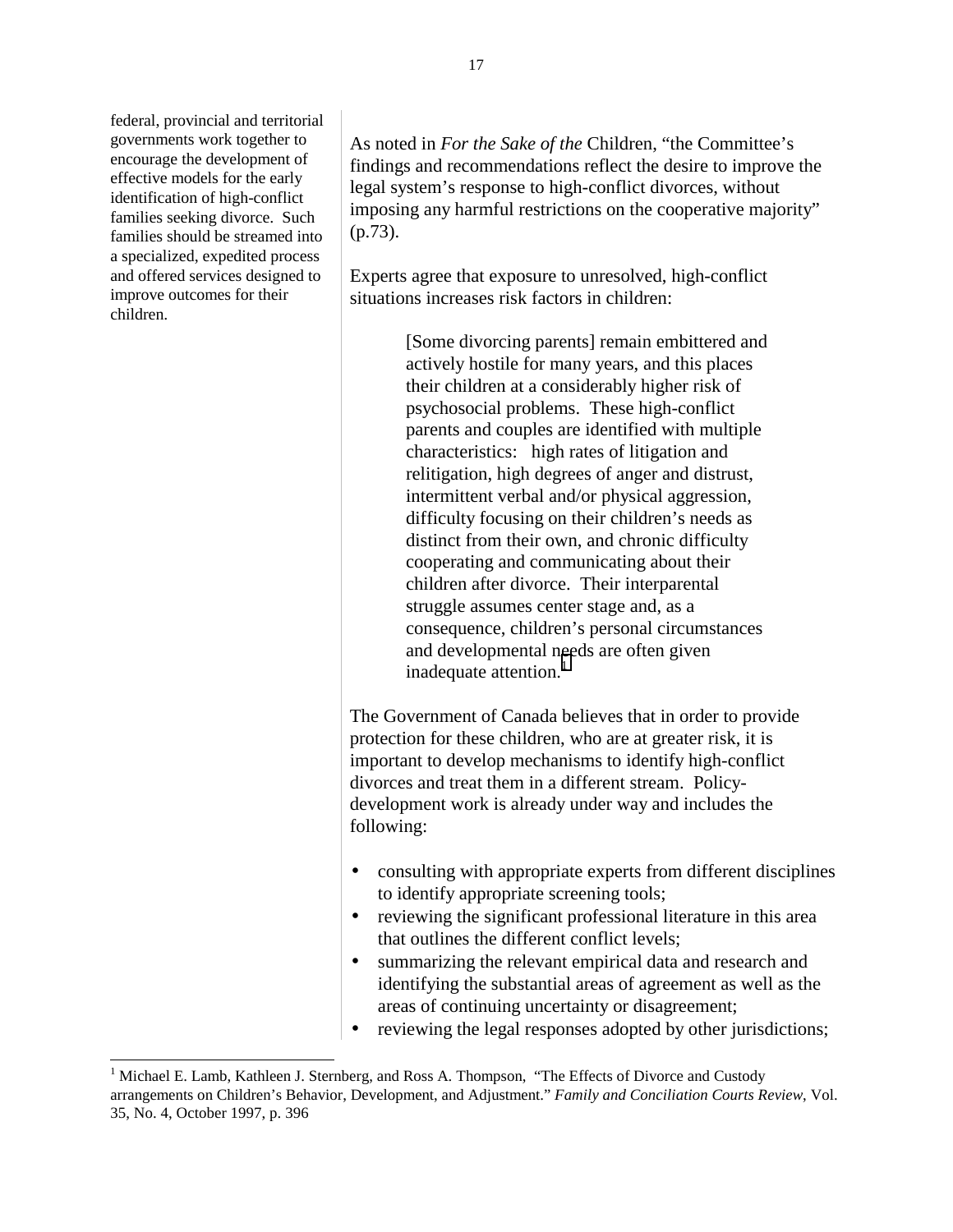federal, provincial and territorial governments work together to encourage the development of effective models for the early identification of high-conflict families seeking divorce. Such families should be streamed into a specialized, expedited process and offered services designed to improve outcomes for their children.

As noted in *For the Sake of the* Children, "the Committee's findings and recommendations reflect the desire to improve the legal system's response to high-conflict divorces, without imposing any harmful restrictions on the cooperative majority" (p.73).

Experts agree that exposure to unresolved, high-conflict situations increases risk factors in children:

> [Some divorcing parents] remain embittered and actively hostile for many years, and this places their children at a considerably higher risk of psychosocial problems. These high-conflict parents and couples are identified with multiple characteristics: high rates of litigation and relitigation, high degrees of anger and distrust, intermittent verbal and/or physical aggression, difficulty focusing on their children's needs as distinct from their own, and chronic difficulty cooperating and communicating about their children after divorce. Their interparental struggle assumes center stage and, as a consequence, children's personal circumstances and developmental needs are often given inadequate attention.[1]

The Government of Canada believes that in order to provide protection for these children, who are at greater risk, it is important to develop mechanisms to identify high-conflict divorces and treat them in a different stream. Policy-development work is already under way and includes the following:

- consulting with appropriate experts from different disciplines to identify appropriate screening tools;
- reviewing the significant professional literature in this area that outlines the different conflict levels;
- summarizing the relevant empirical data and research and identifying the substantial areas of agreement as well as the areas of continuing uncertainty or disagreement;
- reviewing the legal responses adopted by other jurisdictions;

[1] Michael E. Lamb, Kathleen J. Sternberg, and Ross A. Thompson, "The Effects of Divorce and Custody arrangements on Children's Behavior, Development, and Adjustment." *Family and Conciliation Courts Review*, Vol. 35, No. 4, October 1997, p. 396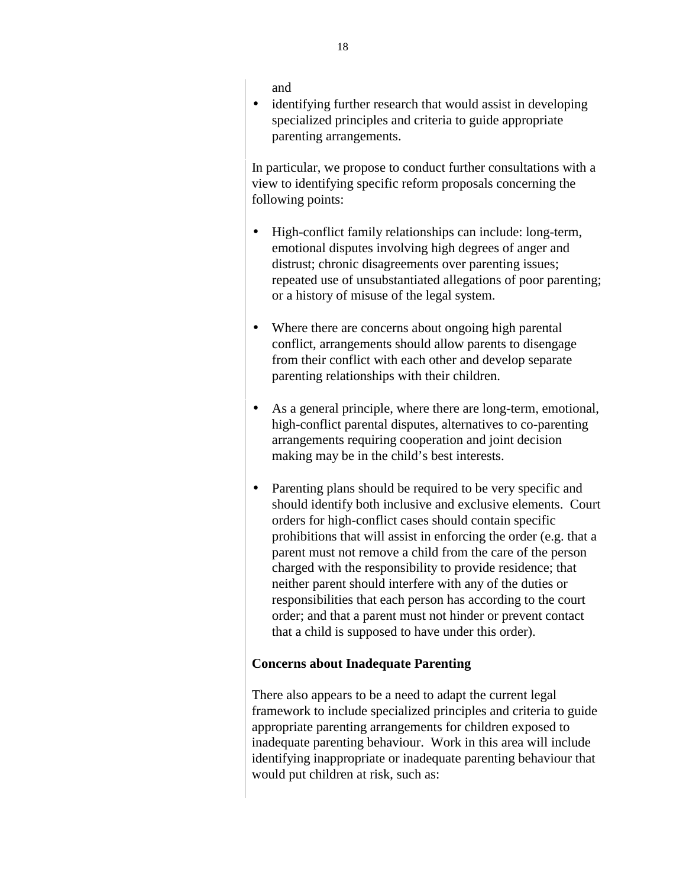and

- identifying further research that would assist in developing specialized principles and criteria to guide appropriate parenting arrangements.

In particular, we propose to conduct further consultations with a view to identifying specific reform proposals concerning the following points:

- High-conflict family relationships can include: long-term, emotional disputes involving high degrees of anger and distrust; chronic disagreements over parenting issues; repeated use of unsubstantiated allegations of poor parenting; or a history of misuse of the legal system.

- Where there are concerns about ongoing high parental conflict, arrangements should allow parents to disengage from their conflict with each other and develop separate parenting relationships with their children.

- As a general principle, where there are long-term, emotional, high-conflict parental disputes, alternatives to co-parenting arrangements requiring cooperation and joint decision making may be in the child's best interests.

- Parenting plans should be required to be very specific and should identify both inclusive and exclusive elements. Court orders for high-conflict cases should contain specific prohibitions that will assist in enforcing the order (e.g. that a parent must not remove a child from the care of the person charged with the responsibility to provide residence; that neither parent should interfere with any of the duties or responsibilities that each person has according to the court order; and that a parent must not hinder or prevent contact that a child is supposed to have under this order).

**Concerns about Inadequate Parenting**

There also appears to be a need to adapt the current legal framework to include specialized principles and criteria to guide appropriate parenting arrangements for children exposed to inadequate parenting behaviour. Work in this area will include identifying inappropriate or inadequate parenting behaviour that would put children at risk, such as: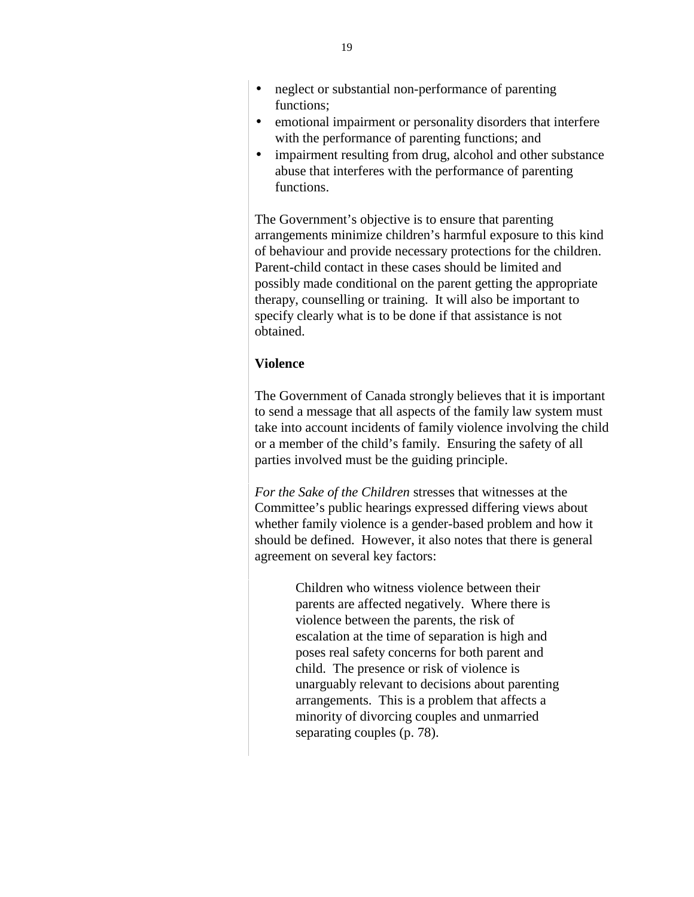- neglect or substantial non-performance of parenting functions;
- emotional impairment or personality disorders that interfere with the performance of parenting functions; and
- impairment resulting from drug, alcohol and other substance abuse that interferes with the performance of parenting functions.

The Government's objective is to ensure that parenting arrangements minimize children's harmful exposure to this kind of behaviour and provide necessary protections for the children. Parent-child contact in these cases should be limited and possibly made conditional on the parent getting the appropriate therapy, counselling or training. It will also be important to specify clearly what is to be done if that assistance is not obtained.

**Violence**

The Government of Canada strongly believes that it is important to send a message that all aspects of the family law system must take into account incidents of family violence involving the child or a member of the child's family. Ensuring the safety of all parties involved must be the guiding principle.

*For the Sake of the Children* stresses that witnesses at the Committee's public hearings expressed differing views about whether family violence is a gender-based problem and how it should be defined. However, it also notes that there is general agreement on several key factors:

> Children who witness violence between their parents are affected negatively. Where there is violence between the parents, the risk of escalation at the time of separation is high and poses real safety concerns for both parent and child. The presence or risk of violence is unarguably relevant to decisions about parenting arrangements. This is a problem that affects a minority of divorcing couples and unmarried separating couples (p. 78).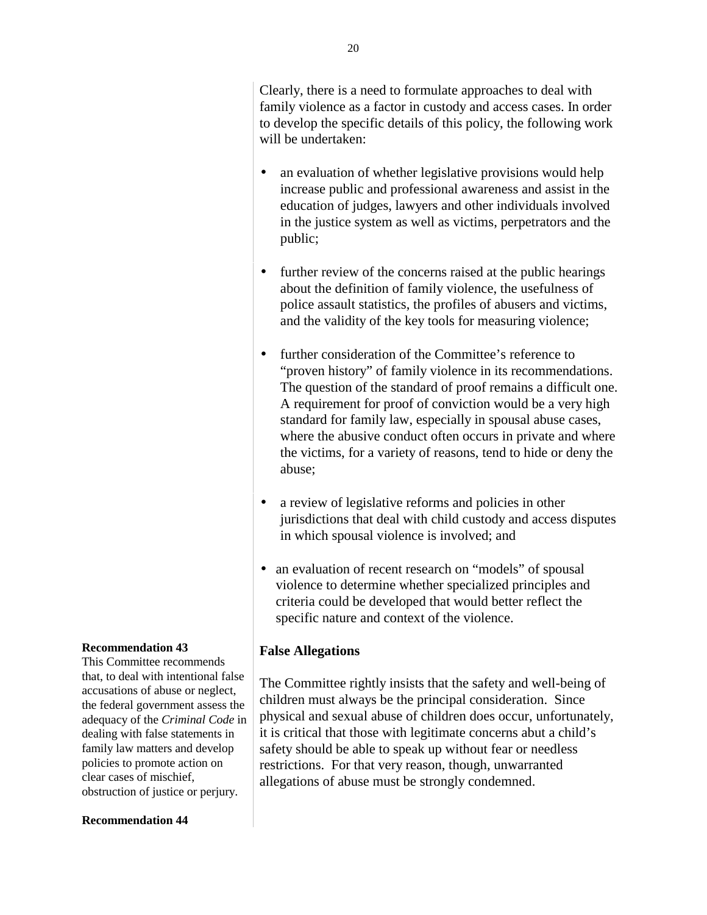Clearly, there is a need to formulate approaches to deal with family violence as a factor in custody and access cases. In order to develop the specific details of this policy, the following work will be undertaken:

- an evaluation of whether legislative provisions would help increase public and professional awareness and assist in the education of judges, lawyers and other individuals involved in the justice system as well as victims, perpetrators and the public;
- further review of the concerns raised at the public hearings about the definition of family violence, the usefulness of police assault statistics, the profiles of abusers and victims, and the validity of the key tools for measuring violence;
- further consideration of the Committee's reference to "proven history" of family violence in its recommendations. The question of the standard of proof remains a difficult one. A requirement for proof of conviction would be a very high standard for family law, especially in spousal abuse cases, where the abusive conduct often occurs in private and where the victims, for a variety of reasons, tend to hide or deny the abuse;
- a review of legislative reforms and policies in other jurisdictions that deal with child custody and access disputes in which spousal violence is involved; and
- an evaluation of recent research on "models" of spousal violence to determine whether specialized principles and criteria could be developed that would better reflect the specific nature and context of the violence.

**Recommendation 43**
This Committee recommends that, to deal with intentional false accusations of abuse or neglect, the federal government assess the adequacy of the *Criminal Code* in dealing with false statements in family law matters and develop policies to promote action on clear cases of mischief, obstruction of justice or perjury.

### False Allegations

The Committee rightly insists that the safety and well-being of children must always be the principal consideration. Since physical and sexual abuse of children does occur, unfortunately, it is critical that those with legitimate concerns abut a child's safety should be able to speak up without fear or needless restrictions. For that very reason, though, unwarranted allegations of abuse must be strongly condemned.

**Recommendation 44**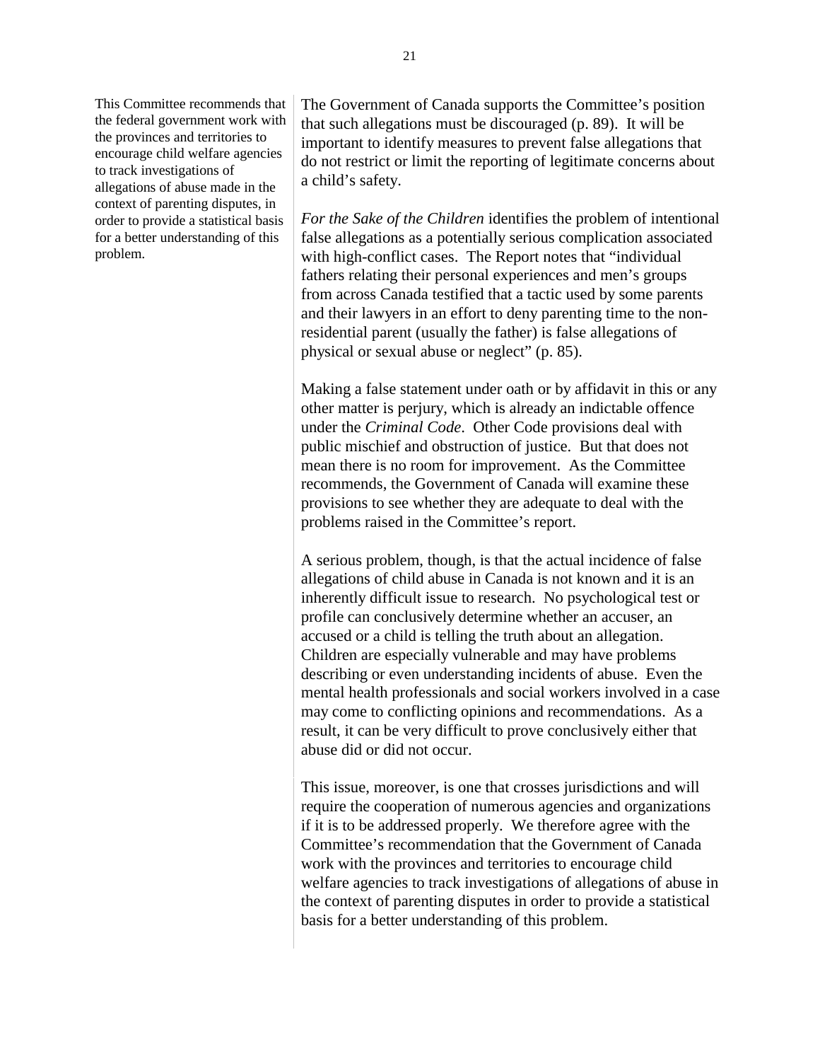This Committee recommends that the federal government work with the provinces and territories to encourage child welfare agencies to track investigations of allegations of abuse made in the context of parenting disputes, in order to provide a statistical basis for a better understanding of this problem.

The Government of Canada supports the Committee's position that such allegations must be discouraged (p. 89). It will be important to identify measures to prevent false allegations that do not restrict or limit the reporting of legitimate concerns about a child's safety.

*For the Sake of the Children* identifies the problem of intentional false allegations as a potentially serious complication associated with high-conflict cases. The Report notes that "individual fathers relating their personal experiences and men's groups from across Canada testified that a tactic used by some parents and their lawyers in an effort to deny parenting time to the non-residential parent (usually the father) is false allegations of physical or sexual abuse or neglect" (p. 85).

Making a false statement under oath or by affidavit in this or any other matter is perjury, which is already an indictable offence under the *Criminal Code*. Other Code provisions deal with public mischief and obstruction of justice. But that does not mean there is no room for improvement. As the Committee recommends, the Government of Canada will examine these provisions to see whether they are adequate to deal with the problems raised in the Committee's report.

A serious problem, though, is that the actual incidence of false allegations of child abuse in Canada is not known and it is an inherently difficult issue to research. No psychological test or profile can conclusively determine whether an accuser, an accused or a child is telling the truth about an allegation. Children are especially vulnerable and may have problems describing or even understanding incidents of abuse. Even the mental health professionals and social workers involved in a case may come to conflicting opinions and recommendations. As a result, it can be very difficult to prove conclusively either that abuse did or did not occur.

This issue, moreover, is one that crosses jurisdictions and will require the cooperation of numerous agencies and organizations if it is to be addressed properly. We therefore agree with the Committee's recommendation that the Government of Canada work with the provinces and territories to encourage child welfare agencies to track investigations of allegations of abuse in the context of parenting disputes in order to provide a statistical basis for a better understanding of this problem.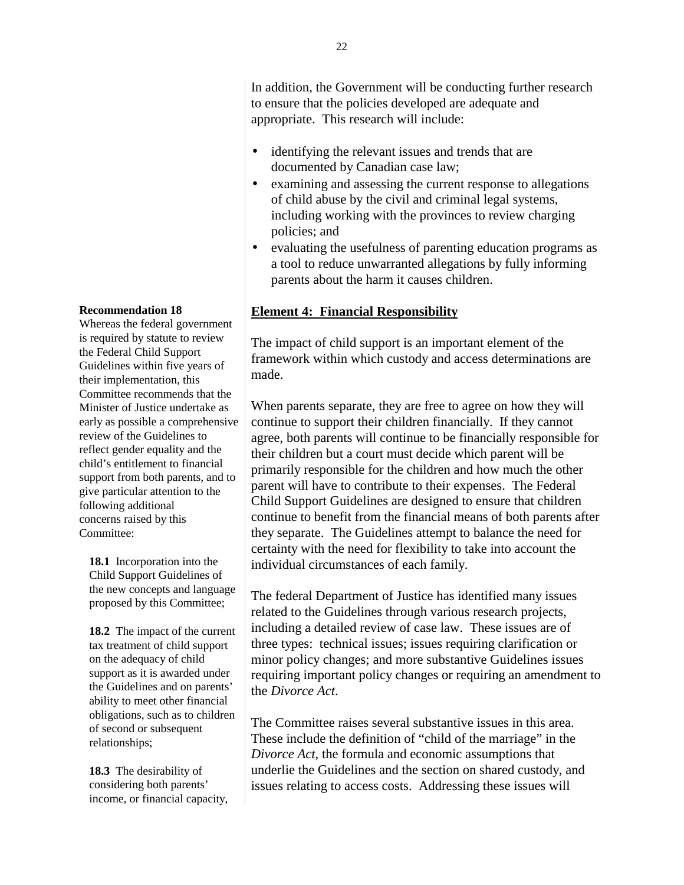In addition, the Government will be conducting further research to ensure that the policies developed are adequate and appropriate. This research will include:

- identifying the relevant issues and trends that are documented by Canadian case law;
- examining and assessing the current response to allegations of child abuse by the civil and criminal legal systems, including working with the provinces to review charging policies; and
- evaluating the usefulness of parenting education programs as a tool to reduce unwarranted allegations by fully informing parents about the harm it causes children.

**Recommendation 18**
Whereas the federal government is required by statute to review the Federal Child Support Guidelines within five years of their implementation, this Committee recommends that the Minister of Justice undertake as early as possible a comprehensive review of the Guidelines to reflect gender equality and the child's entitlement to financial support from both parents, and to give particular attention to the following additional concerns raised by this Committee:

**18.1** Incorporation into the Child Support Guidelines of the new concepts and language proposed by this Committee;

**18.2** The impact of the current tax treatment of child support on the adequacy of child support as it is awarded under the Guidelines and on parents' ability to meet other financial obligations, such as to children of second or subsequent relationships;

**18.3** The desirability of considering both parents' income, or financial capacity,

## Element 4: Financial Responsibility

The impact of child support is an important element of the framework within which custody and access determinations are made.

When parents separate, they are free to agree on how they will continue to support their children financially. If they cannot agree, both parents will continue to be financially responsible for their children but a court must decide which parent will be primarily responsible for the children and how much the other parent will have to contribute to their expenses. The Federal Child Support Guidelines are designed to ensure that children continue to benefit from the financial means of both parents after they separate. The Guidelines attempt to balance the need for certainty with the need for flexibility to take into account the individual circumstances of each family.

The federal Department of Justice has identified many issues related to the Guidelines through various research projects, including a detailed review of case law. These issues are of three types: technical issues; issues requiring clarification or minor policy changes; and more substantive Guidelines issues requiring important policy changes or requiring an amendment to the *Divorce Act*.

The Committee raises several substantive issues in this area. These include the definition of "child of the marriage" in the *Divorce Act*, the formula and economic assumptions that underlie the Guidelines and the section on shared custody, and issues relating to access costs. Addressing these issues will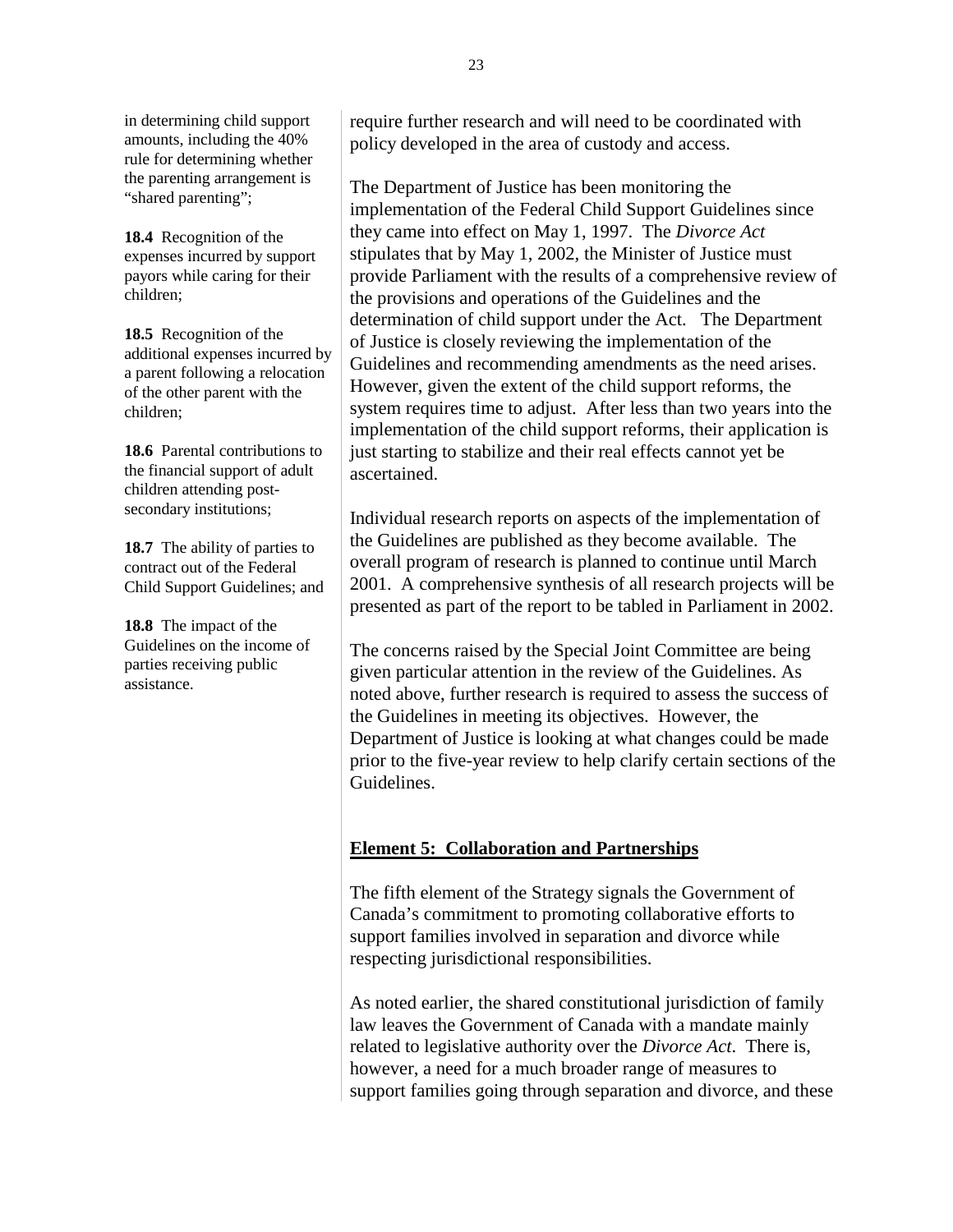in determining child support amounts, including the 40% rule for determining whether the parenting arrangement is "shared parenting";

**18.4** Recognition of the expenses incurred by support payors while caring for their children;

**18.5** Recognition of the additional expenses incurred by a parent following a relocation of the other parent with the children;

**18.6** Parental contributions to the financial support of adult children attending post-secondary institutions;

**18.7** The ability of parties to contract out of the Federal Child Support Guidelines; and

**18.8** The impact of the Guidelines on the income of parties receiving public assistance.

require further research and will need to be coordinated with policy developed in the area of custody and access.

The Department of Justice has been monitoring the implementation of the Federal Child Support Guidelines since they came into effect on May 1, 1997. The *Divorce Act* stipulates that by May 1, 2002, the Minister of Justice must provide Parliament with the results of a comprehensive review of the provisions and operations of the Guidelines and the determination of child support under the Act. The Department of Justice is closely reviewing the implementation of the Guidelines and recommending amendments as the need arises. However, given the extent of the child support reforms, the system requires time to adjust. After less than two years into the implementation of the child support reforms, their application is just starting to stabilize and their real effects cannot yet be ascertained.

Individual research reports on aspects of the implementation of the Guidelines are published as they become available. The overall program of research is planned to continue until March 2001. A comprehensive synthesis of all research projects will be presented as part of the report to be tabled in Parliament in 2002.

The concerns raised by the Special Joint Committee are being given particular attention in the review of the Guidelines. As noted above, further research is required to assess the success of the Guidelines in meeting its objectives. However, the Department of Justice is looking at what changes could be made prior to the five-year review to help clarify certain sections of the Guidelines.

## **Element 5: Collaboration and Partnerships**

The fifth element of the Strategy signals the Government of Canada's commitment to promoting collaborative efforts to support families involved in separation and divorce while respecting jurisdictional responsibilities.

As noted earlier, the shared constitutional jurisdiction of family law leaves the Government of Canada with a mandate mainly related to legislative authority over the *Divorce Act*. There is, however, a need for a much broader range of measures to support families going through separation and divorce, and these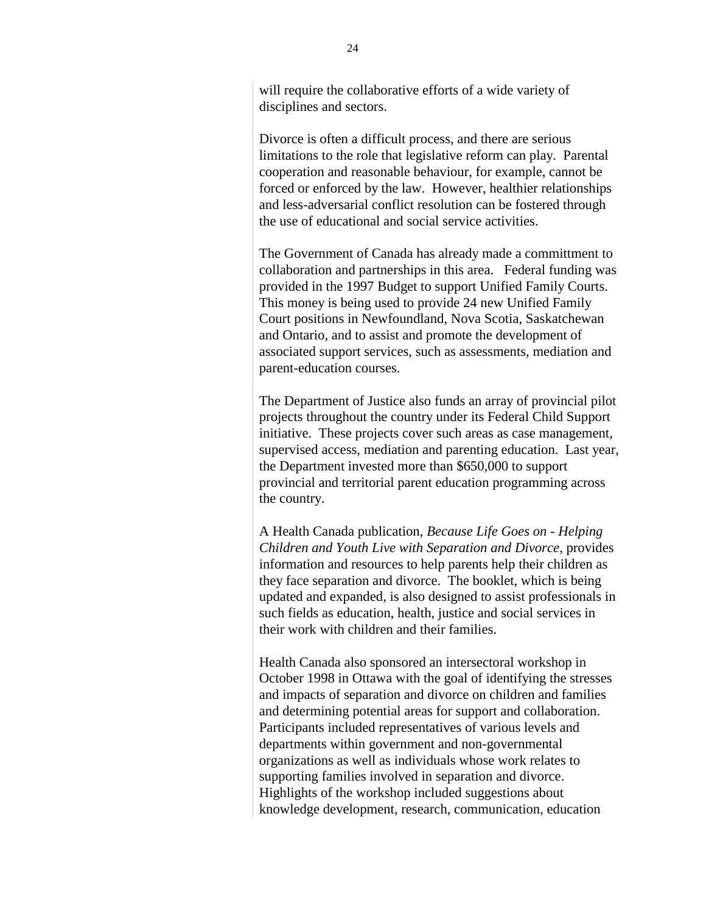will require the collaborative efforts of a wide variety of disciplines and sectors.

Divorce is often a difficult process, and there are serious limitations to the role that legislative reform can play. Parental cooperation and reasonable behaviour, for example, cannot be forced or enforced by the law. However, healthier relationships and less-adversarial conflict resolution can be fostered through the use of educational and social service activities.

The Government of Canada has already made a committment to collaboration and partnerships in this area. Federal funding was provided in the 1997 Budget to support Unified Family Courts. This money is being used to provide 24 new Unified Family Court positions in Newfoundland, Nova Scotia, Saskatchewan and Ontario, and to assist and promote the development of associated support services, such as assessments, mediation and parent-education courses.

The Department of Justice also funds an array of provincial pilot projects throughout the country under its Federal Child Support initiative. These projects cover such areas as case management, supervised access, mediation and parenting education. Last year, the Department invested more than $650,000 to support provincial and territorial parent education programming across the country.

A Health Canada publication, *Because Life Goes on - Helping Children and Youth Live with Separation and Divorce*, provides information and resources to help parents help their children as they face separation and divorce. The booklet, which is being updated and expanded, is also designed to assist professionals in such fields as education, health, justice and social services in their work with children and their families.

Health Canada also sponsored an intersectoral workshop in October 1998 in Ottawa with the goal of identifying the stresses and impacts of separation and divorce on children and families and determining potential areas for support and collaboration. Participants included representatives of various levels and departments within government and non-governmental organizations as well as individuals whose work relates to supporting families involved in separation and divorce. Highlights of the workshop included suggestions about knowledge development, research, communication, education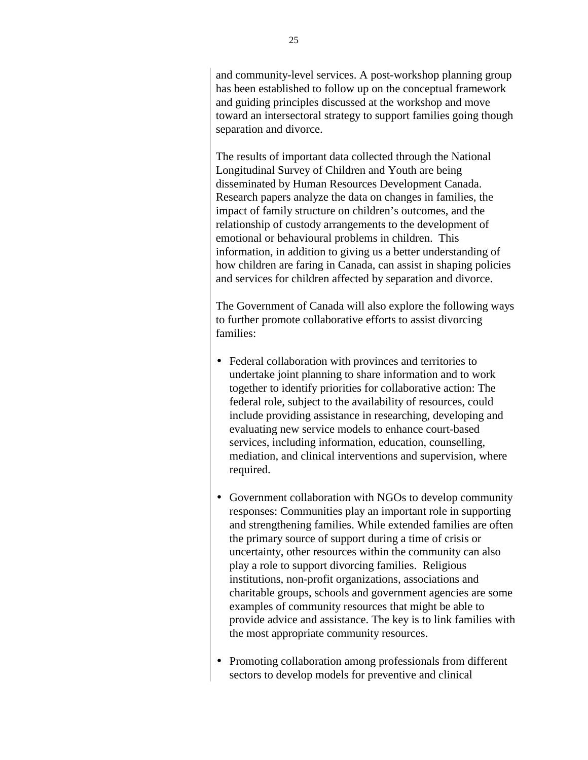and community-level services. A post-workshop planning group has been established to follow up on the conceptual framework and guiding principles discussed at the workshop and move toward an intersectoral strategy to support families going though separation and divorce.

The results of important data collected through the National Longitudinal Survey of Children and Youth are being disseminated by Human Resources Development Canada. Research papers analyze the data on changes in families, the impact of family structure on children's outcomes, and the relationship of custody arrangements to the development of emotional or behavioural problems in children. This information, in addition to giving us a better understanding of how children are faring in Canada, can assist in shaping policies and services for children affected by separation and divorce.

The Government of Canada will also explore the following ways to further promote collaborative efforts to assist divorcing families:

- Federal collaboration with provinces and territories to undertake joint planning to share information and to work together to identify priorities for collaborative action: The federal role, subject to the availability of resources, could include providing assistance in researching, developing and evaluating new service models to enhance court-based services, including information, education, counselling, mediation, and clinical interventions and supervision, where required.

- Government collaboration with NGOs to develop community responses: Communities play an important role in supporting and strengthening families. While extended families are often the primary source of support during a time of crisis or uncertainty, other resources within the community can also play a role to support divorcing families. Religious institutions, non-profit organizations, associations and charitable groups, schools and government agencies are some examples of community resources that might be able to provide advice and assistance. The key is to link families with the most appropriate community resources.

- Promoting collaboration among professionals from different sectors to develop models for preventive and clinical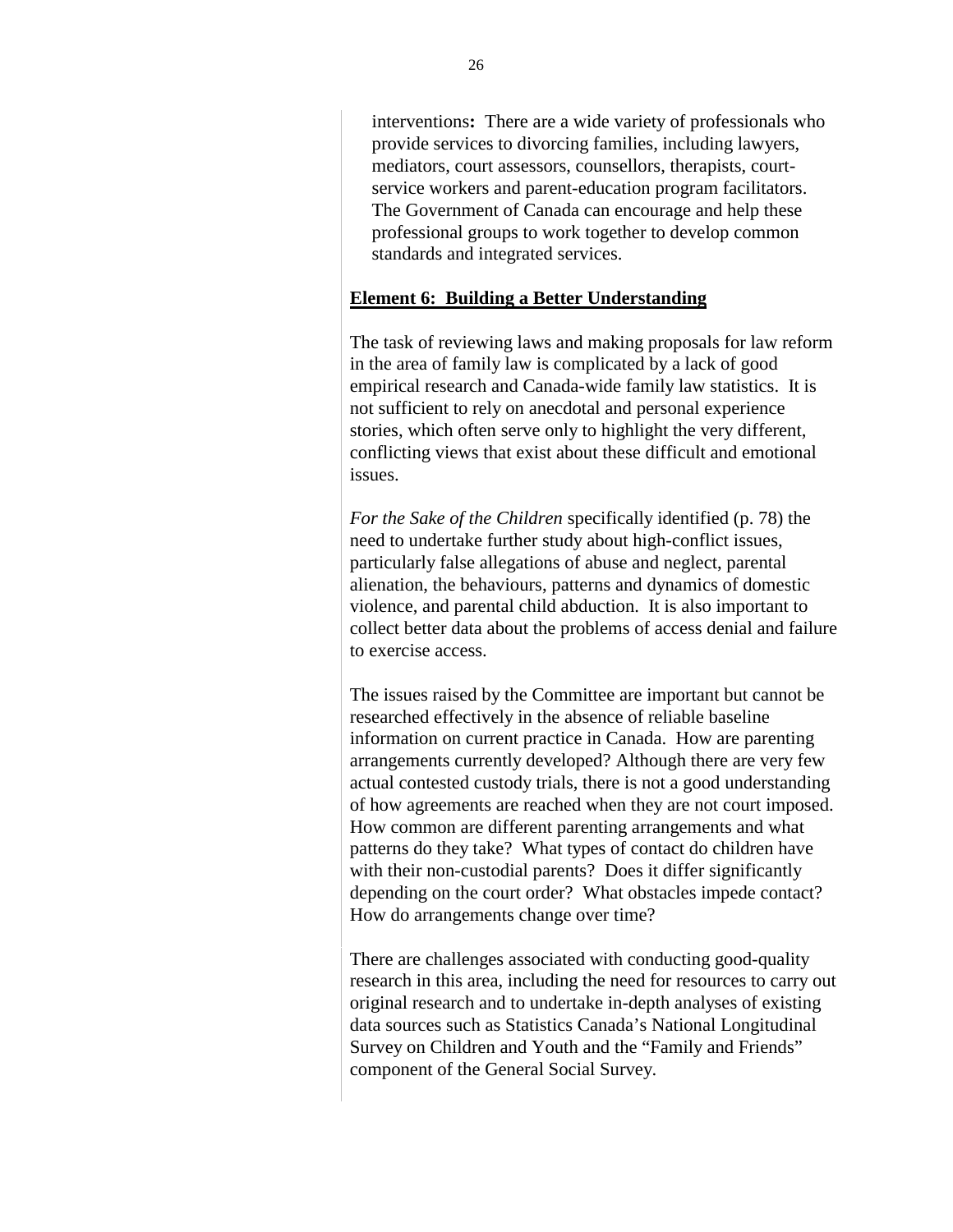interventions**:** There are a wide variety of professionals who provide services to divorcing families, including lawyers, mediators, court assessors, counsellors, therapists, court-service workers and parent-education program facilitators. The Government of Canada can encourage and help these professional groups to work together to develop common standards and integrated services.

**Element 6: Building a Better Understanding**

The task of reviewing laws and making proposals for law reform in the area of family law is complicated by a lack of good empirical research and Canada-wide family law statistics. It is not sufficient to rely on anecdotal and personal experience stories, which often serve only to highlight the very different, conflicting views that exist about these difficult and emotional issues.

*For the Sake of the Children* specifically identified (p. 78) the need to undertake further study about high-conflict issues, particularly false allegations of abuse and neglect, parental alienation, the behaviours, patterns and dynamics of domestic violence, and parental child abduction. It is also important to collect better data about the problems of access denial and failure to exercise access.

The issues raised by the Committee are important but cannot be researched effectively in the absence of reliable baseline information on current practice in Canada. How are parenting arrangements currently developed? Although there are very few actual contested custody trials, there is not a good understanding of how agreements are reached when they are not court imposed. How common are different parenting arrangements and what patterns do they take? What types of contact do children have with their non-custodial parents? Does it differ significantly depending on the court order? What obstacles impede contact? How do arrangements change over time?

There are challenges associated with conducting good-quality research in this area, including the need for resources to carry out original research and to undertake in-depth analyses of existing data sources such as Statistics Canada's National Longitudinal Survey on Children and Youth and the "Family and Friends" component of the General Social Survey.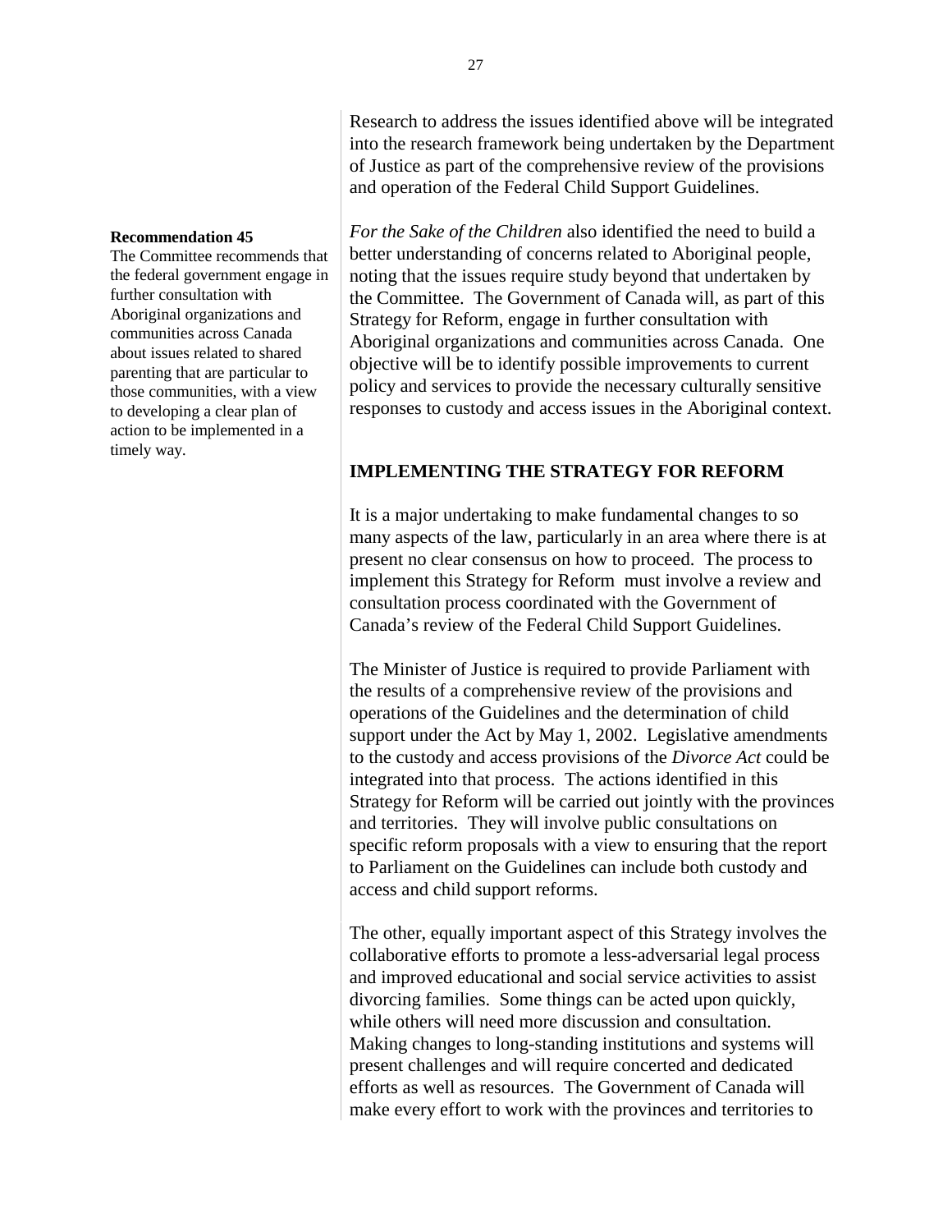Research to address the issues identified above will be integrated into the research framework being undertaken by the Department of Justice as part of the comprehensive review of the provisions and operation of the Federal Child Support Guidelines.

**Recommendation 45**
The Committee recommends that the federal government engage in further consultation with Aboriginal organizations and communities across Canada about issues related to shared parenting that are particular to those communities, with a view to developing a clear plan of action to be implemented in a timely way.

*For the Sake of the Children* also identified the need to build a better understanding of concerns related to Aboriginal people, noting that the issues require study beyond that undertaken by the Committee. The Government of Canada will, as part of this Strategy for Reform, engage in further consultation with Aboriginal organizations and communities across Canada. One objective will be to identify possible improvements to current policy and services to provide the necessary culturally sensitive responses to custody and access issues in the Aboriginal context.

## IMPLEMENTING THE STRATEGY FOR REFORM

It is a major undertaking to make fundamental changes to so many aspects of the law, particularly in an area where there is at present no clear consensus on how to proceed. The process to implement this Strategy for Reform must involve a review and consultation process coordinated with the Government of Canada's review of the Federal Child Support Guidelines.

The Minister of Justice is required to provide Parliament with the results of a comprehensive review of the provisions and operations of the Guidelines and the determination of child support under the Act by May 1, 2002. Legislative amendments to the custody and access provisions of the *Divorce Act* could be integrated into that process. The actions identified in this Strategy for Reform will be carried out jointly with the provinces and territories. They will involve public consultations on specific reform proposals with a view to ensuring that the report to Parliament on the Guidelines can include both custody and access and child support reforms.

The other, equally important aspect of this Strategy involves the collaborative efforts to promote a less-adversarial legal process and improved educational and social service activities to assist divorcing families. Some things can be acted upon quickly, while others will need more discussion and consultation. Making changes to long-standing institutions and systems will present challenges and will require concerted and dedicated efforts as well as resources. The Government of Canada will make every effort to work with the provinces and territories to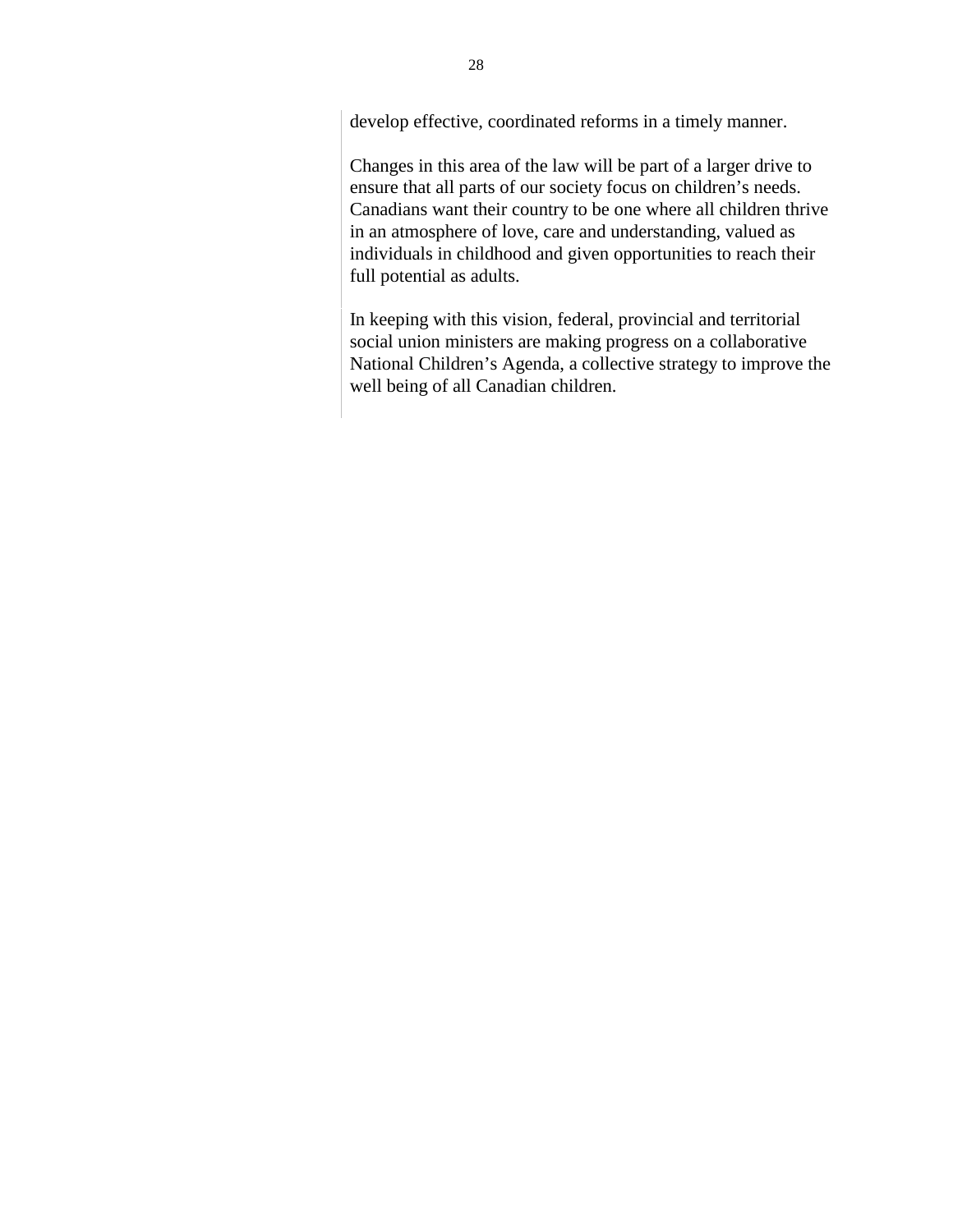develop effective, coordinated reforms in a timely manner.

Changes in this area of the law will be part of a larger drive to ensure that all parts of our society focus on children's needs. Canadians want their country to be one where all children thrive in an atmosphere of love, care and understanding, valued as individuals in childhood and given opportunities to reach their full potential as adults.

In keeping with this vision, federal, provincial and territorial social union ministers are making progress on a collaborative National Children's Agenda, a collective strategy to improve the well being of all Canadian children.